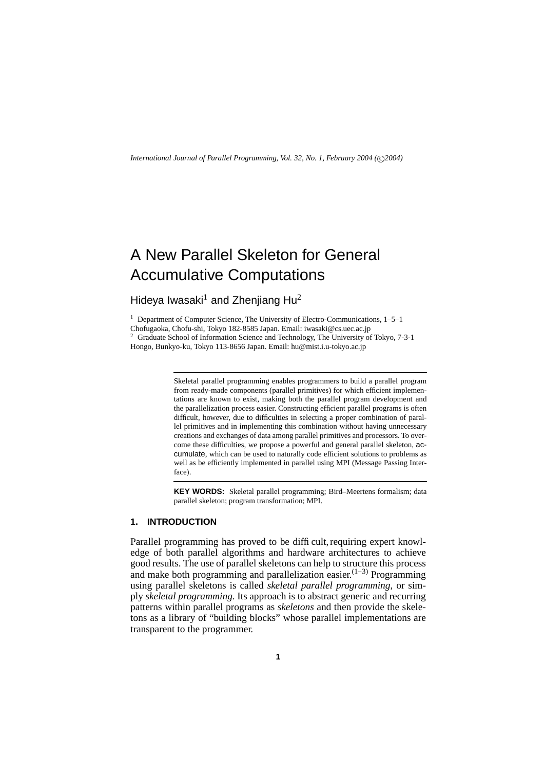# A New Parallel Skeleton for General Accumulative Computations

Hideya Iwasaki[1] and Zhenjiang Hu[2]

[1] Department of Computer Science, The University of Electro-Communications, 1–5–1 Chofugaoka, Chofu-shi, Tokyo 182-8585 Japan. Email: iwasaki@cs.uec.ac.jp

[2] Graduate School of Information Science and Technology, The University of Tokyo, 7-3-1 Hongo, Bunkyo-ku, Tokyo 113-8656 Japan. Email: hu@mist.i.u-tokyo.ac.jp

Skeletal parallel programming enables programmers to build a parallel program from ready-made components (parallel primitives) for which efficient implementations are known to exist, making both the parallel program development and the parallelization process easier. Constructing efficient parallel programs is often difficult, however, due to difficulties in selecting a proper combination of parallel primitives and in implementing this combination without having unnecessary creations and exchanges of data among parallel primitives and processors. To overcome these difficulties, we propose a powerful and general parallel skeleton, accumulate, which can be used to naturally code efficient solutions to problems as well as be efficiently implemented in parallel using MPI (Message Passing Interface).

**KEY WORDS:** Skeletal parallel programming; Bird–Meertens formalism; data parallel skeleton; program transformation; MPI.

## 1. INTRODUCTION

Parallel programming has proved to be difficult, requiring expert knowledge of both parallel algorithms and hardware architectures to achieve good results. The use of parallel skeletons can help to structure this process and make both programming and parallelization easier.[(1–3)] Programming using parallel skeletons is called *skeletal parallel programming*, or simply *skeletal programming*. Its approach is to abstract generic and recurring patterns within parallel programs as *skeletons* and then provide the skeletons as a library of "building blocks" whose parallel implementations are transparent to the programmer.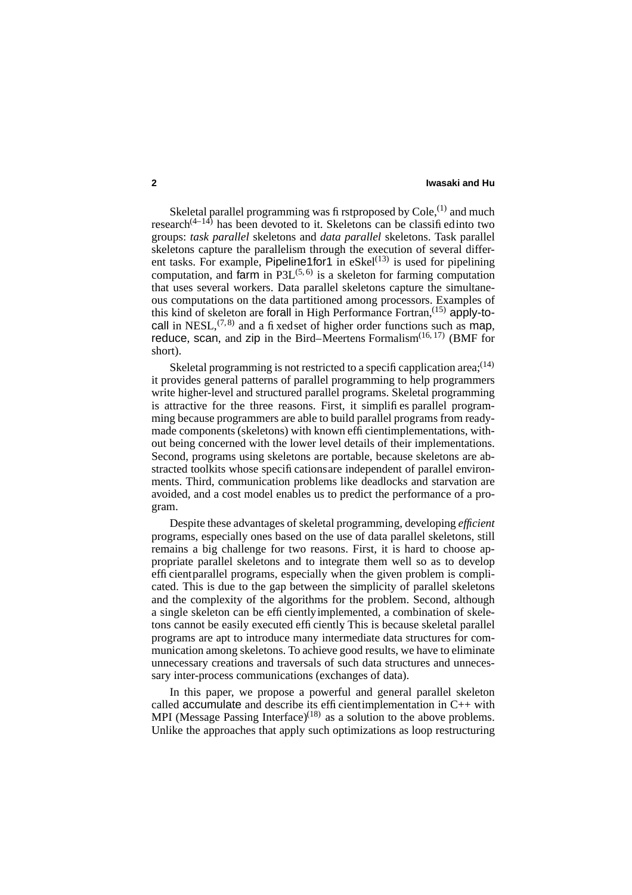Skeletal parallel programming was first proposed by Cole,[1] and much research[4–14] has been devoted to it. Skeletons can be classified into two groups: *task parallel* skeletons and *data parallel* skeletons. Task parallel skeletons capture the parallelism through the execution of several different tasks. For example, Pipeline1for1 in eSkel[13] is used for pipelining computation, and farm in P3L[5,6] is a skeleton for farming computation that uses several workers. Data parallel skeletons capture the simultaneous computations on the data partitioned among processors. Examples of this kind of skeleton are forall in High Performance Fortran,[15] apply-to-call in NESL,[7,8] and a fixed set of higher order functions such as map, reduce, scan, and zip in the Bird–Meertens Formalism[16,17] (BMF for short).

Skeletal programming is not restricted to a specific application area;[14] it provides general patterns of parallel programming to help programmers write higher-level and structured parallel programs. Skeletal programming is attractive for the three reasons. First, it simplifies parallel programming because programmers are able to build parallel programs from ready-made components (skeletons) with known efficient implementations, without being concerned with the lower level details of their implementations. Second, programs using skeletons are portable, because skeletons are abstracted toolkits whose specifications are independent of parallel environments. Third, communication problems like deadlocks and starvation are avoided, and a cost model enables us to predict the performance of a program.

Despite these advantages of skeletal programming, developing *efficient* programs, especially ones based on the use of data parallel skeletons, still remains a big challenge for two reasons. First, it is hard to choose appropriate parallel skeletons and to integrate them well so as to develop efficient parallel programs, especially when the given problem is complicated. This is due to the gap between the simplicity of parallel skeletons and the complexity of the algorithms for the problem. Second, although a single skeleton can be efficiently implemented, a combination of skeletons cannot be easily executed efficiently This is because skeletal parallel programs are apt to introduce many intermediate data structures for communication among skeletons. To achieve good results, we have to eliminate unnecessary creations and traversals of such data structures and unnecessary inter-process communications (exchanges of data).

In this paper, we propose a powerful and general parallel skeleton called accumulate and describe its efficient implementation in C++ with MPI (Message Passing Interface)[18] as a solution to the above problems. Unlike the approaches that apply such optimizations as loop restructuring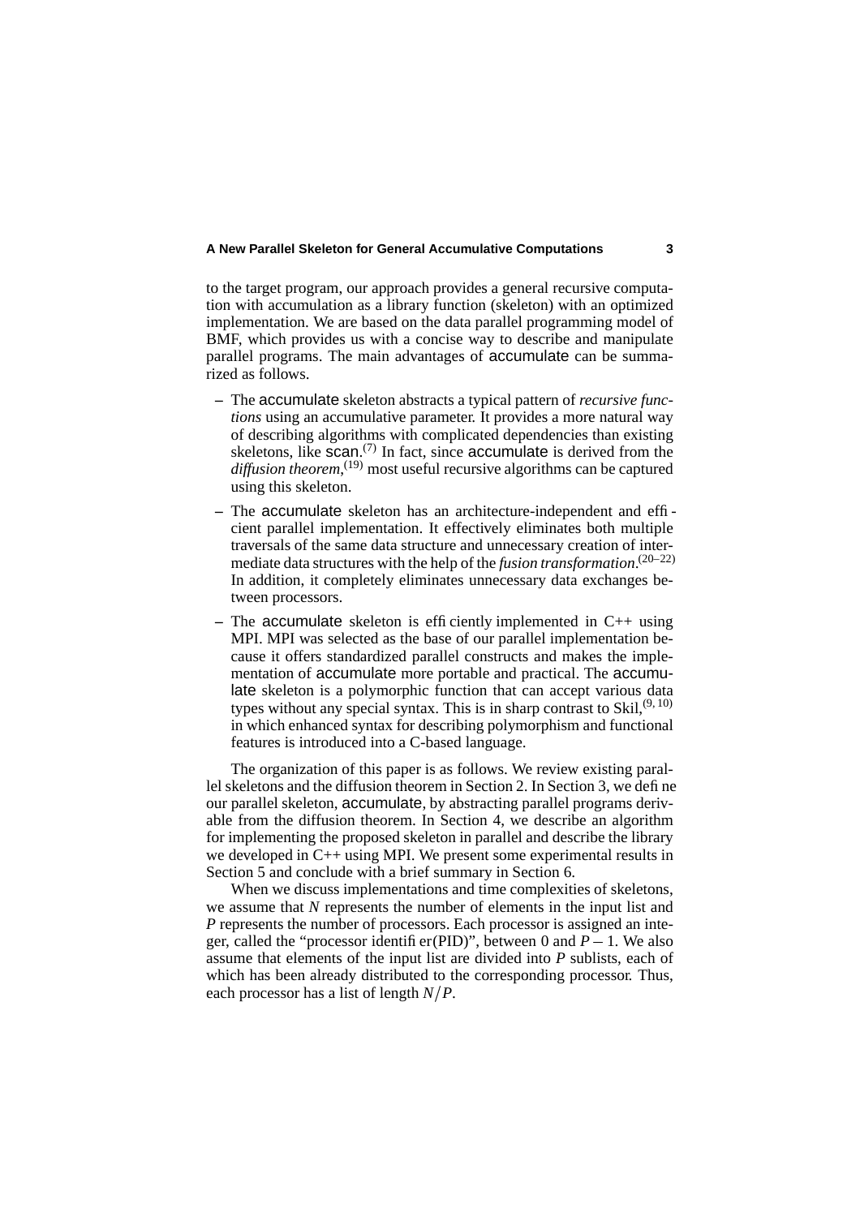to the target program, our approach provides a general recursive computation with accumulation as a library function (skeleton) with an optimized implementation. We are based on the data parallel programming model of BMF, which provides us with a concise way to describe and manipulate parallel programs. The main advantages of accumulate can be summarized as follows.

- The accumulate skeleton abstracts a typical pattern of *recursive functions* using an accumulative parameter. It provides a more natural way of describing algorithms with complicated dependencies than existing skeletons, like scan.[7] In fact, since accumulate is derived from the *diffusion theorem*,[19] most useful recursive algorithms can be captured using this skeleton.
- The accumulate skeleton has an architecture-independent and efficient parallel implementation. It effectively eliminates both multiple traversals of the same data structure and unnecessary creation of intermediate data structures with the help of the *fusion transformation*.[20–22] In addition, it completely eliminates unnecessary data exchanges between processors.
- The accumulate skeleton is efficiently implemented in C++ using MPI. MPI was selected as the base of our parallel implementation because it offers standardized parallel constructs and makes the implementation of accumulate more portable and practical. The accumulate skeleton is a polymorphic function that can accept various data types without any special syntax. This is in sharp contrast to Skil,[9, 10] in which enhanced syntax for describing polymorphism and functional features is introduced into a C-based language.

The organization of this paper is as follows. We review existing parallel skeletons and the diffusion theorem in Section 2. In Section 3, we define our parallel skeleton, accumulate, by abstracting parallel programs derivable from the diffusion theorem. In Section 4, we describe an algorithm for implementing the proposed skeleton in parallel and describe the library we developed in C++ using MPI. We present some experimental results in Section 5 and conclude with a brief summary in Section 6.

When we discuss implementations and time complexities of skeletons, we assume that $N$ represents the number of elements in the input list and $P$ represents the number of processors. Each processor is assigned an integer, called the "processor identifier(PID)", between 0 and $P-1$. We also assume that elements of the input list are divided into $P$ sublists, each of which has been already distributed to the corresponding processor. Thus, each processor has a list of length $N/P$.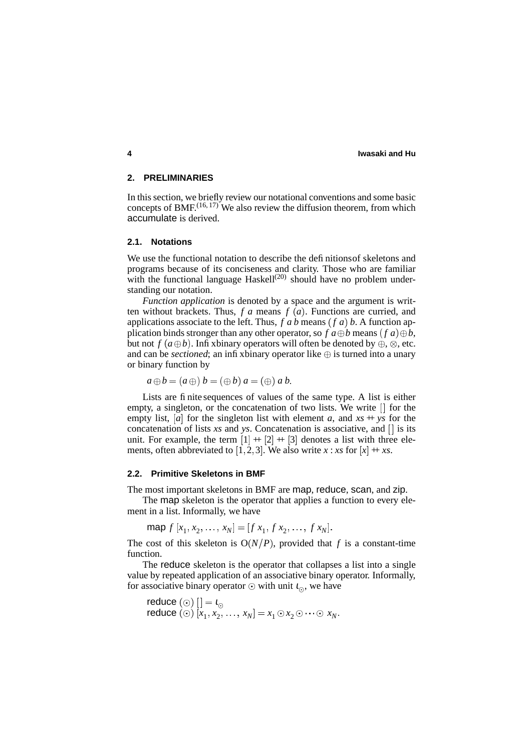## 2. PRELIMINARIES

In this section, we briefly review our notational conventions and some basic concepts of BMF.[16, 17] We also review the diffusion theorem, from which accumulate is derived.

### 2.1. Notations

We use the functional notation to describe the definitions of skeletons and programs because of its conciseness and clarity. Those who are familiar with the functional language Haskell[20] should have no problem understanding our notation.

*Function application* is denoted by a space and the argument is written without brackets. Thus, $f\ a$ means $f\ (a)$. Functions are curried, and applications associate to the left. Thus, $f\ a\ b$ means $(f\ a)\ b$. A function application binds stronger than any other operator, so $f\ a \oplus b$ means $(f\ a) \oplus b$, but not $f\ (a \oplus b)$. Infix binary operators will often be denoted by $\oplus$, $\otimes$, etc. and can be *sectioned*; an infix binary operator like $\oplus$ is turned into a unary or binary function by

$$a \oplus b = (a \oplus)\ b = (\oplus\ b)\ a = (\oplus)\ a\ b.$$

Lists are finite sequences of values of the same type. A list is either empty, a singleton, or the concatenation of two lists. We write $[\,]$ for the empty list, $[a]$ for the singleton list with element $a$, and $xs +\!\!+\ ys$ for the concatenation of lists $xs$ and $ys$. Concatenation is associative, and $[\,]$ is its unit. For example, the term $[1] +\!\!+ [2] +\!\!+ [3]$ denotes a list with three elements, often abbreviated to $[1, 2, 3]$. We also write $x : xs$ for $[x] +\!\!+\ xs$.

### 2.2. Primitive Skeletons in BMF

The most important skeletons in BMF are map, reduce, scan, and zip.

The map skeleton is the operator that applies a function to every element in a list. Informally, we have

$$\text{map}\ f\ [x_1, x_2, \ldots, x_N] = [f\ x_1,\ f\ x_2, \ldots,\ f\ x_N].$$

The cost of this skeleton is $O(N/P)$, provided that $f$ is a constant-time function.

The reduce skeleton is the operator that collapses a list into a single value by repeated application of an associative binary operator. Informally, for associative binary operator $\odot$ with unit $\iota_\odot$, we have

$$\text{reduce}\ (\odot)\ [\,] = \iota_\odot$$
$$\text{reduce}\ (\odot)\ [x_1, x_2, \ldots, x_N] = x_1 \odot x_2 \odot \cdots \odot x_N.$$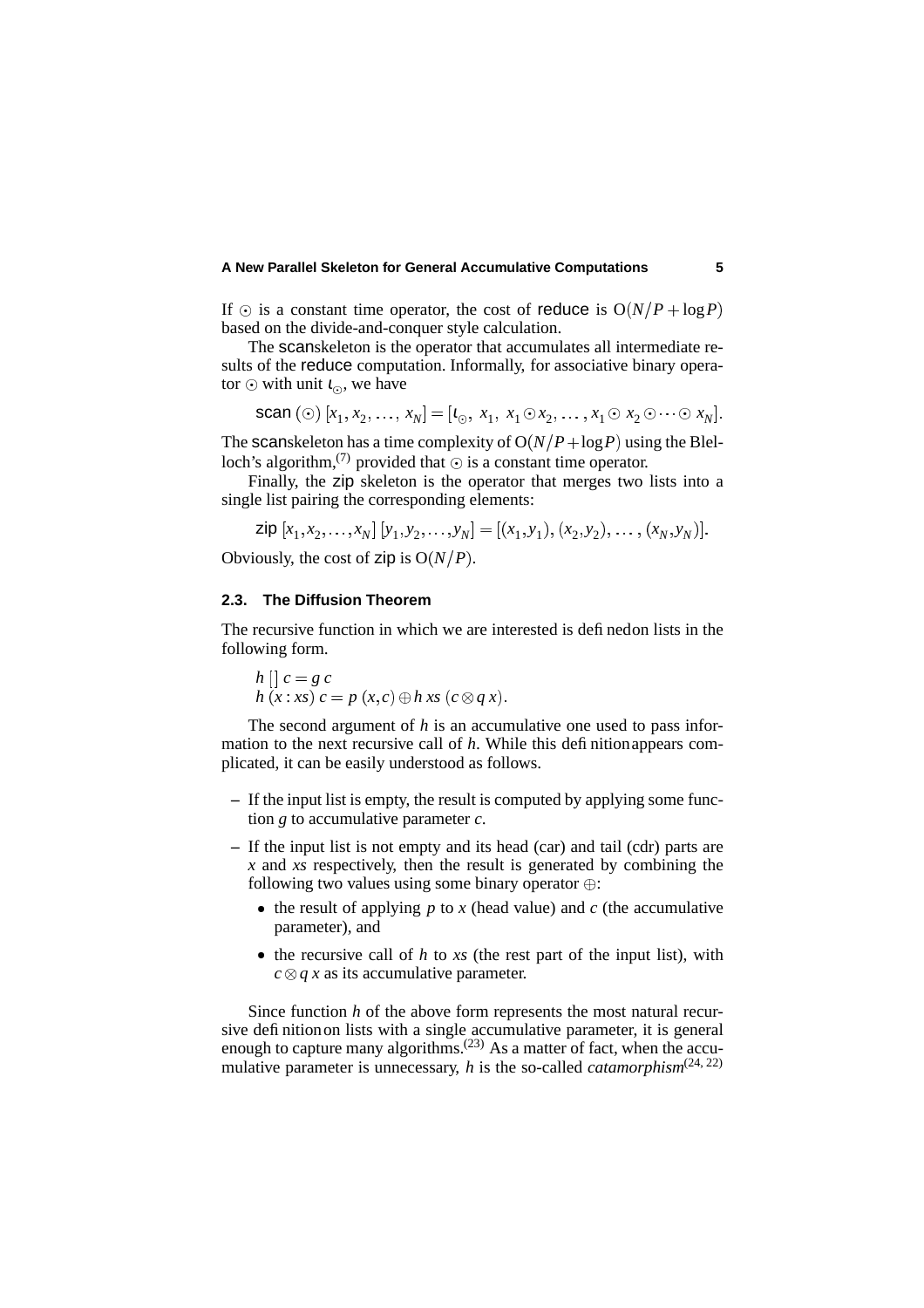If $\odot$ is a constant time operator, the cost of reduce is $O(N/P + \log P)$ based on the divide-and-conquer style calculation.

The scanskeleton is the operator that accumulates all intermediate results of the reduce computation. Informally, for associative binary operator $\odot$ with unit $\iota_\odot$, we have

$$\mathsf{scan}\ (\odot)\ [x_1, x_2, \ldots, x_N] = [\iota_\odot,\ x_1,\ x_1 \odot x_2, \ldots, x_1 \odot x_2 \odot \cdots \odot x_N].$$

The scanskeleton has a time complexity of $O(N/P + \log P)$ using the Blelloch's algorithm,[7] provided that $\odot$ is a constant time operator.

Finally, the zip skeleton is the operator that merges two lists into a single list pairing the corresponding elements:

$$\mathsf{zip}\ [x_1, x_2, \ldots, x_N]\ [y_1, y_2, \ldots, y_N] = [(x_1, y_1), (x_2, y_2), \ldots, (x_N, y_N)].$$

Obviously, the cost of zip is $O(N/P)$.

### 2.3. The Diffusion Theorem

The recursive function in which we are interested is definedon lists in the following form.

$$\begin{aligned} &h\ []\ c = g\ c \\ &h\ (x : xs)\ c = p\ (x, c) \oplus h\ xs\ (c \otimes q\ x). \end{aligned}$$

The second argument of $h$ is an accumulative one used to pass information to the next recursive call of $h$. While this definitionappears complicated, it can be easily understood as follows.

- If the input list is empty, the result is computed by applying some function $g$ to accumulative parameter $c$.
- If the input list is not empty and its head (car) and tail (cdr) parts are $x$ and $xs$ respectively, then the result is generated by combining the following two values using some binary operator $\oplus$:
  - the result of applying $p$ to $x$ (head value) and $c$ (the accumulative parameter), and
  - the recursive call of $h$ to $xs$ (the rest part of the input list), with $c \otimes q\ x$ as its accumulative parameter.

Since function $h$ of the above form represents the most natural recursive definitionon lists with a single accumulative parameter, it is general enough to capture many algorithms.[23] As a matter of fact, when the accumulative parameter is unnecessary, $h$ is the so-called *catamorphism*[24, 22]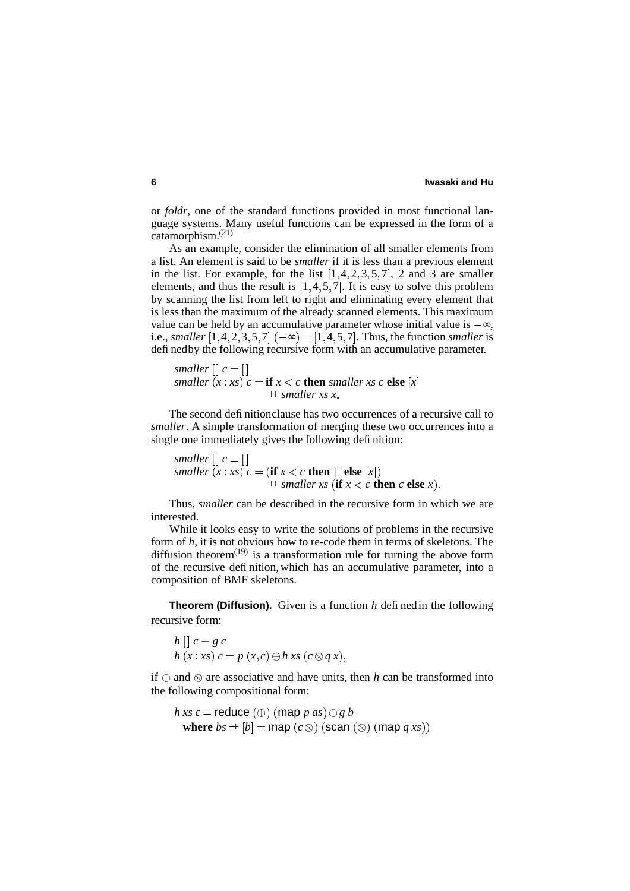or *foldr*, one of the standard functions provided in most functional language systems. Many useful functions can be expressed in the form of a catamorphism.[21]

As an example, consider the elimination of all smaller elements from a list. An element is said to be *smaller* if it is less than a previous element in the list. For example, for the list $[1,4,2,3,5,7]$, 2 and 3 are smaller elements, and thus the result is $[1,4,5,7]$. It is easy to solve this problem by scanning the list from left to right and eliminating every element that is less than the maximum of the already scanned elements. This maximum value can be held by an accumulative parameter whose initial value is $-\infty$, i.e., *smaller* $[1,4,2,3,5,7]\ (-\infty) = [1,4,5,7]$. Thus, the function *smaller* is defined by the following recursive form with an accumulative parameter.

$$
\begin{aligned}
&\mathit{smaller}\ [\,]\ c = [\,]\\
&\mathit{smaller}\ (x : \mathit{xs})\ c = \textbf{if}\ x < c\ \textbf{then}\ \mathit{smaller}\ \mathit{xs}\ c\ \textbf{else}\ [x]\\
&\qquad\qquad\qquad\qquad\quad +\!\!+\ \mathit{smaller}\ \mathit{xs}\ x.
\end{aligned}
$$

The second definition clause has two occurrences of a recursive call to *smaller*. A simple transformation of merging these two occurrences into a single one immediately gives the following definition:

$$
\begin{aligned}
&\mathit{smaller}\ [\,]\ c = [\,]\\
&\mathit{smaller}\ (x : \mathit{xs})\ c = (\textbf{if}\ x < c\ \textbf{then}\ [\,]\ \textbf{else}\ [x])\\
&\qquad\qquad\qquad\qquad\quad +\!\!+\ \mathit{smaller}\ \mathit{xs}\ (\textbf{if}\ x < c\ \textbf{then}\ c\ \textbf{else}\ x).
\end{aligned}
$$

Thus, *smaller* can be described in the recursive form in which we are interested.

While it looks easy to write the solutions of problems in the recursive form of $h$, it is not obvious how to re-code them in terms of skeletons. The diffusion theorem[19] is a transformation rule for turning the above form of the recursive definition, which has an accumulative parameter, into a composition of BMF skeletons.

**Theorem (Diffusion).** Given is a function $h$ defined in the following recursive form:

$$
\begin{aligned}
&h\ [\,]\ c = g\ c\\
&h\ (x : \mathit{xs})\ c = p\ (x, c) \oplus h\ \mathit{xs}\ (c \otimes q\ x),
\end{aligned}
$$

if $\oplus$ and $\otimes$ are associative and have units, then $h$ can be transformed into the following compositional form:

$$
\begin{aligned}
&h\ \mathit{xs}\ c = \mathsf{reduce}\ (\oplus)\ (\mathsf{map}\ p\ \mathit{as}) \oplus g\ b\\
&\quad \textbf{where}\ \mathit{bs} +\!\!+ [b] = \mathsf{map}\ (c\otimes)\ (\mathsf{scan}\ (\otimes)\ (\mathsf{map}\ q\ \mathit{xs}))
\end{aligned}
$$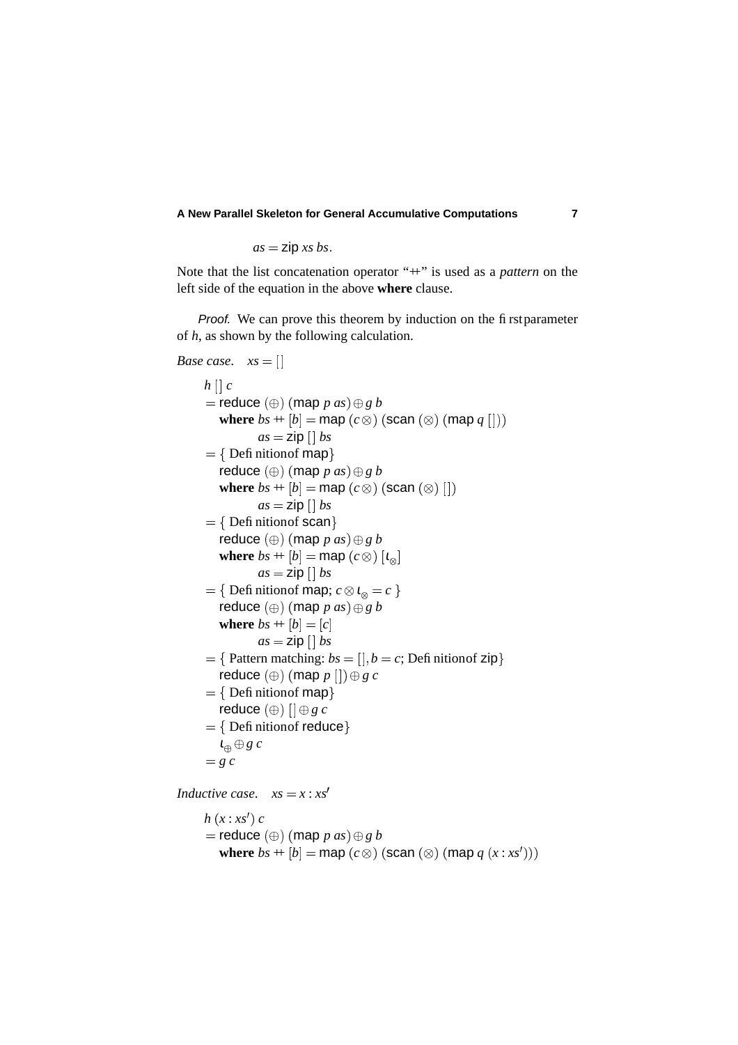$$as = \mathsf{zip}\ xs\ bs.$$

Note that the list concatenation operator "++" is used as a *pattern* on the left side of the equation in the above **where** clause.

*Proof.* We can prove this theorem by induction on the first parameter of $h$, as shown by the following calculation.

*Base case.* $xs = []$

$$
\begin{array}{l}
h\ []\ c \\
= \mathsf{reduce}\ (\oplus)\ (\mathsf{map}\ p\ as) \oplus g\ b \\
\quad \textbf{where}\ bs +\!\!+ [b] = \mathsf{map}\ (c\otimes)\ (\mathsf{scan}\ (\otimes)\ (\mathsf{map}\ q\ [])) \\
\qquad\qquad as = \mathsf{zip}\ []\ bs \\
= \{\ \text{Definition of } \mathsf{map} \} \\
\quad \mathsf{reduce}\ (\oplus)\ (\mathsf{map}\ p\ as) \oplus g\ b \\
\quad \textbf{where}\ bs +\!\!+ [b] = \mathsf{map}\ (c\otimes)\ (\mathsf{scan}\ (\otimes)\ []) \\
\qquad\qquad as = \mathsf{zip}\ []\ bs \\
= \{\ \text{Definition of } \mathsf{scan} \} \\
\quad \mathsf{reduce}\ (\oplus)\ (\mathsf{map}\ p\ as) \oplus g\ b \\
\quad \textbf{where}\ bs +\!\!+ [b] = \mathsf{map}\ (c\otimes)\ [\iota_\otimes] \\
\qquad\qquad as = \mathsf{zip}\ []\ bs \\
= \{\ \text{Definition of } \mathsf{map};\ c \otimes \iota_\otimes = c\ \} \\
\quad \mathsf{reduce}\ (\oplus)\ (\mathsf{map}\ p\ as) \oplus g\ b \\
\quad \textbf{where}\ bs +\!\!+ [b] = [c] \\
\qquad\qquad as = \mathsf{zip}\ []\ bs \\
= \{\ \text{Pattern matching: } bs = [], b = c;\ \text{Definition of } \mathsf{zip} \} \\
\quad \mathsf{reduce}\ (\oplus)\ (\mathsf{map}\ p\ []) \oplus g\ c \\
= \{\ \text{Definition of } \mathsf{map} \} \\
\quad \mathsf{reduce}\ (\oplus)\ [] \oplus g\ c \\
= \{\ \text{Definition of } \mathsf{reduce} \} \\
\quad \iota_\oplus \oplus g\ c \\
= g\ c
\end{array}
$$

*Inductive case.* $xs = x : xs'$

$$
\begin{array}{l}
h\ (x : xs')\ c \\
= \mathsf{reduce}\ (\oplus)\ (\mathsf{map}\ p\ as) \oplus g\ b \\
\quad \textbf{where}\ bs +\!\!+ [b] = \mathsf{map}\ (c\otimes)\ (\mathsf{scan}\ (\otimes)\ (\mathsf{map}\ q\ (x : xs')))
\end{array}
$$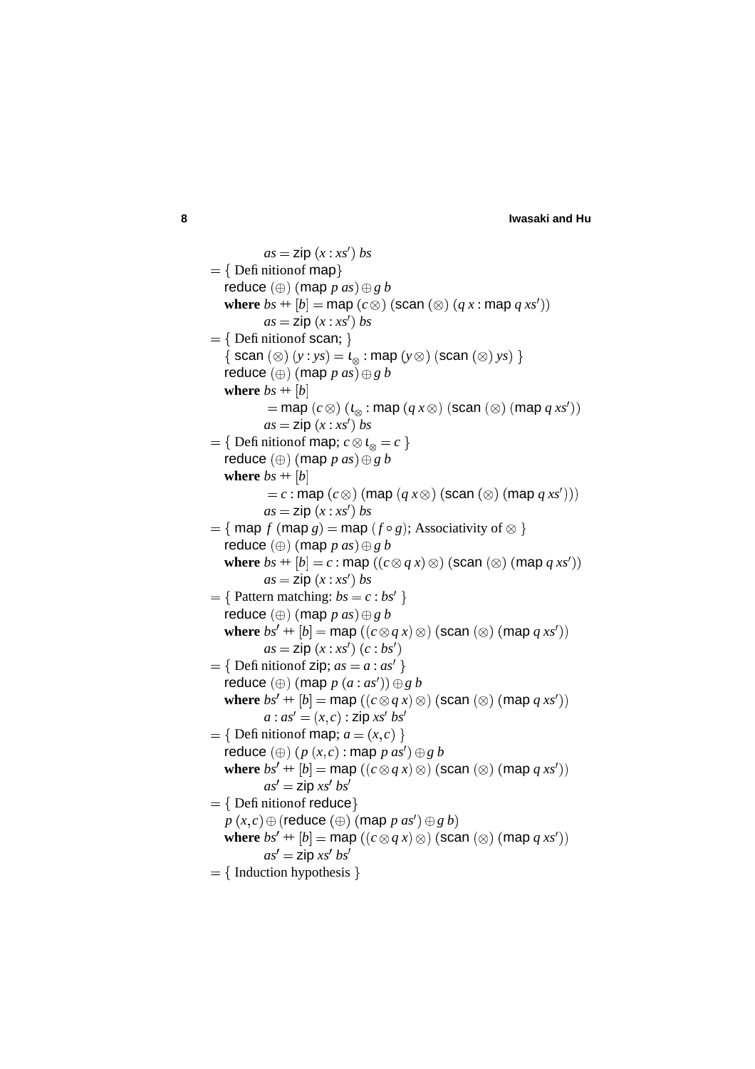$$
\begin{array}{l}
\qquad\quad as = \mathsf{zip}\ (x : xs')\ bs \\
= \{\ \text{Definition of } \mathsf{map} \} \\
\quad \mathsf{reduce}\ (\oplus)\ (\mathsf{map}\ p\ as) \oplus g\ b \\
\quad \textbf{where}\ bs +\!\!+ [b] = \mathsf{map}\ (c\,\otimes)\ (\mathsf{scan}\ (\otimes)\ (q\ x : \mathsf{map}\ q\ xs')) \\
\qquad\quad as = \mathsf{zip}\ (x : xs')\ bs \\
= \{\ \text{Definition of } \mathsf{scan};\ \} \\
\quad \{\ \mathsf{scan}\ (\otimes)\ (y : ys) = \iota_{\otimes} : \mathsf{map}\ (y\,\otimes)\ (\mathsf{scan}\ (\otimes)\ ys)\ \} \\
\quad \mathsf{reduce}\ (\oplus)\ (\mathsf{map}\ p\ as) \oplus g\ b \\
\quad \textbf{where}\ bs +\!\!+ [b] \\
\qquad\quad = \mathsf{map}\ (c\,\otimes)\ (\iota_{\otimes} : \mathsf{map}\ (q\ x\,\otimes)\ (\mathsf{scan}\ (\otimes)\ (\mathsf{map}\ q\ xs')) \\
\qquad\quad as = \mathsf{zip}\ (x : xs')\ bs \\
= \{\ \text{Definition of } \mathsf{map};\ c \otimes \iota_{\otimes} = c\ \} \\
\quad \mathsf{reduce}\ (\oplus)\ (\mathsf{map}\ p\ as) \oplus g\ b \\
\quad \textbf{where}\ bs +\!\!+ [b] \\
\qquad\quad = c : \mathsf{map}\ (c\,\otimes)\ (\mathsf{map}\ (q\ x\,\otimes)\ (\mathsf{scan}\ (\otimes)\ (\mathsf{map}\ q\ xs'))) \\
\qquad\quad as = \mathsf{zip}\ (x : xs')\ bs \\
= \{\ \mathsf{map}\ f\ (\mathsf{map}\ g) = \mathsf{map}\ (f \circ g);\ \text{Associativity of } \otimes\ \} \\
\quad \mathsf{reduce}\ (\oplus)\ (\mathsf{map}\ p\ as) \oplus g\ b \\
\quad \textbf{where}\ bs +\!\!+ [b] = c : \mathsf{map}\ ((c \otimes q\ x)\,\otimes)\ (\mathsf{scan}\ (\otimes)\ (\mathsf{map}\ q\ xs')) \\
\qquad\quad as = \mathsf{zip}\ (x : xs')\ bs \\
= \{\ \text{Pattern matching: } bs = c : bs'\ \} \\
\quad \mathsf{reduce}\ (\oplus)\ (\mathsf{map}\ p\ as) \oplus g\ b \\
\quad \textbf{where}\ bs' +\!\!+ [b] = \mathsf{map}\ ((c \otimes q\ x)\,\otimes)\ (\mathsf{scan}\ (\otimes)\ (\mathsf{map}\ q\ xs')) \\
\qquad\quad as = \mathsf{zip}\ (x : xs')\ (c : bs') \\
= \{\ \text{Definition of } \mathsf{zip};\ as = a : as'\ \} \\
\quad \mathsf{reduce}\ (\oplus)\ (\mathsf{map}\ p\ (a : as')) \oplus g\ b \\
\quad \textbf{where}\ bs' +\!\!+ [b] = \mathsf{map}\ ((c \otimes q\ x)\,\otimes)\ (\mathsf{scan}\ (\otimes)\ (\mathsf{map}\ q\ xs')) \\
\qquad\quad a : as' = (x, c) : \mathsf{zip}\ xs'\ bs' \\
= \{\ \text{Definition of } \mathsf{map};\ a = (x, c)\ \} \\
\quad \mathsf{reduce}\ (\oplus)\ (p\ (x, c) : \mathsf{map}\ p\ as') \oplus g\ b \\
\quad \textbf{where}\ bs' +\!\!+ [b] = \mathsf{map}\ ((c \otimes q\ x)\,\otimes)\ (\mathsf{scan}\ (\otimes)\ (\mathsf{map}\ q\ xs')) \\
\qquad\quad as' = \mathsf{zip}\ xs'\ bs' \\
= \{\ \text{Definition of } \mathsf{reduce} \} \\
\quad p\ (x, c) \oplus (\mathsf{reduce}\ (\oplus)\ (\mathsf{map}\ p\ as') \oplus g\ b) \\
\quad \textbf{where}\ bs' +\!\!+ [b] = \mathsf{map}\ ((c \otimes q\ x)\,\otimes)\ (\mathsf{scan}\ (\otimes)\ (\mathsf{map}\ q\ xs')) \\
\qquad\quad as' = \mathsf{zip}\ xs'\ bs' \\
= \{\ \text{Induction hypothesis}\ \}
\end{array}
$$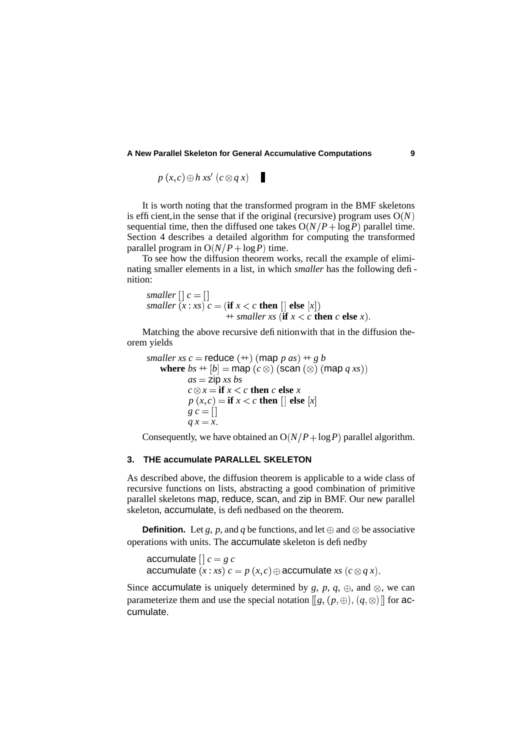$$p\ (x,c) \oplus h\ xs'\ (c \otimes q\ x) \quad \blacksquare$$

It is worth noting that the transformed program in the BMF skeletons is efficient, in the sense that if the original (recursive) program uses $O(N)$ sequential time, then the diffused one takes $O(N/P + \log P)$ parallel time. Section 4 describes a detailed algorithm for computing the transformed parallel program in $O(N/P + \log P)$ time.

To see how the diffusion theorem works, recall the example of eliminating smaller elements in a list, in which *smaller* has the following definition:

$$\begin{aligned}
&\mathit{smaller}\ []\ c = [] \\
&\mathit{smaller}\ (x : xs)\ c = (\mathbf{if}\ x < c\ \mathbf{then}\ []\ \mathbf{else}\ [x]) \\
&\qquad\qquad\qquad +\!\!+\ \mathit{smaller}\ xs\ (\mathbf{if}\ x < c\ \mathbf{then}\ c\ \mathbf{else}\ x).
\end{aligned}$$

Matching the above recursive definition with that in the diffusion theorem yields

$$\begin{aligned}
&\mathit{smaller}\ xs\ c = \mathsf{reduce}\ (+\!\!+)\ (\mathsf{map}\ p\ as) +\!\!+\ g\ b \\
&\quad \mathbf{where}\ bs +\!\!+ [b] = \mathsf{map}\ (c\otimes)\ (\mathsf{scan}\ (\otimes)\ (\mathsf{map}\ q\ xs)) \\
&\qquad\quad as = \mathsf{zip}\ xs\ bs \\
&\qquad\quad c \otimes x = \mathbf{if}\ x < c\ \mathbf{then}\ c\ \mathbf{else}\ x \\
&\qquad\quad p\ (x,c) = \mathbf{if}\ x < c\ \mathbf{then}\ []\ \mathbf{else}\ [x] \\
&\qquad\quad g\ c = [] \\
&\qquad\quad q\ x = x.
\end{aligned}$$

Consequently, we have obtained an $O(N/P + \log P)$ parallel algorithm.

## 3. THE accumulate PARALLEL SKELETON

As described above, the diffusion theorem is applicable to a wide class of recursive functions on lists, abstracting a good combination of primitive parallel skeletons map, reduce, scan, and zip in BMF. Our new parallel skeleton, accumulate, is defined based on the theorem.

**Definition.** Let $g$, $p$, and $q$ be functions, and let $\oplus$ and $\otimes$ be associative operations with units. The accumulate skeleton is defined by

$$\begin{aligned}
&\mathsf{accumulate}\ []\ c = g\ c \\
&\mathsf{accumulate}\ (x : xs)\ c = p\ (x,c) \oplus \mathsf{accumulate}\ xs\ (c \otimes q\ x).
\end{aligned}$$

Since accumulate is uniquely determined by $g$, $p$, $q$, $\oplus$, and $\otimes$, we can parameterize them and use the special notation $[\![g, (p,\oplus), (q,\otimes)]\!]$ for accumulate.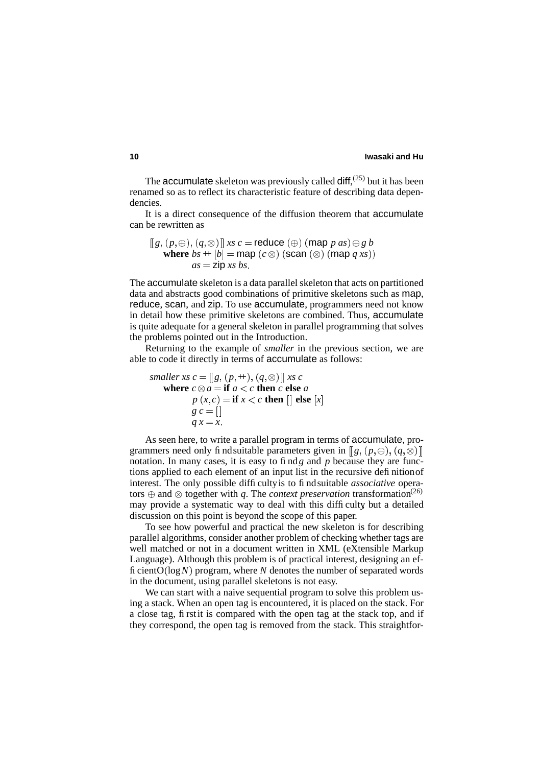The accumulate skeleton was previously called diff,[25] but it has been renamed so as to reflect its characteristic feature of describing data dependencies.

It is a direct consequence of the diffusion theorem that accumulate can be rewritten as

$$
\begin{aligned}
&[\![ g, (p,\oplus), (q,\otimes) ]\!]\ xs\ c = \mathsf{reduce}\ (\oplus)\ (\mathsf{map}\ p\ as) \oplus g\ b \\
&\quad \textbf{where}\ bs +\!\!+ [b] = \mathsf{map}\ (c\,\otimes)\ (\mathsf{scan}\ (\otimes)\ (\mathsf{map}\ q\ xs)) \\
&\qquad\quad\ \ as = \mathsf{zip}\ xs\ bs.
\end{aligned}
$$

The accumulate skeleton is a data parallel skeleton that acts on partitioned data and abstracts good combinations of primitive skeletons such as map, reduce, scan, and zip. To use accumulate, programmers need not know in detail how these primitive skeletons are combined. Thus, accumulate is quite adequate for a general skeleton in parallel programming that solves the problems pointed out in the Introduction.

Returning to the example of *smaller* in the previous section, we are able to code it directly in terms of accumulate as follows:

$$
\begin{aligned}
&\mathit{smaller}\ xs\ c = [\![ g, (p, +\!\!+), (q,\otimes) ]\!]\ xs\ c \\
&\quad \textbf{where}\ c \otimes a = \textbf{if}\ a < c\ \textbf{then}\ c\ \textbf{else}\ a \\
&\qquad\quad\ \ p\ (x,c) = \textbf{if}\ x < c\ \textbf{then}\ [\,]\ \textbf{else}\ [x] \\
&\qquad\quad\ \ g\ c = [\,] \\
&\qquad\quad\ \ q\ x = x.
\end{aligned}
$$

As seen here, to write a parallel program in terms of accumulate, programmers need only find suitable parameters given in $[\![ g, (p,\oplus), (q,\otimes) ]\!]$ notation. In many cases, it is easy to find $g$ and $p$ because they are functions applied to each element of an input list in the recursive definition of interest. The only possible difficulty is to find suitable *associative* operators $\oplus$ and $\otimes$ together with $q$. The *context preservation* transformation[26] may provide a systematic way to deal with this difficulty but a detailed discussion on this point is beyond the scope of this paper.

To see how powerful and practical the new skeleton is for describing parallel algorithms, consider another problem of checking whether tags are well matched or not in a document written in XML (eXtensible Markup Language). Although this problem is of practical interest, designing an efficient $O(\log N)$ program, where $N$ denotes the number of separated words in the document, using parallel skeletons is not easy.

We can start with a naive sequential program to solve this problem using a stack. When an open tag is encountered, it is placed on the stack. For a close tag, first it is compared with the open tag at the stack top, and if they correspond, the open tag is removed from the stack. This straightfor-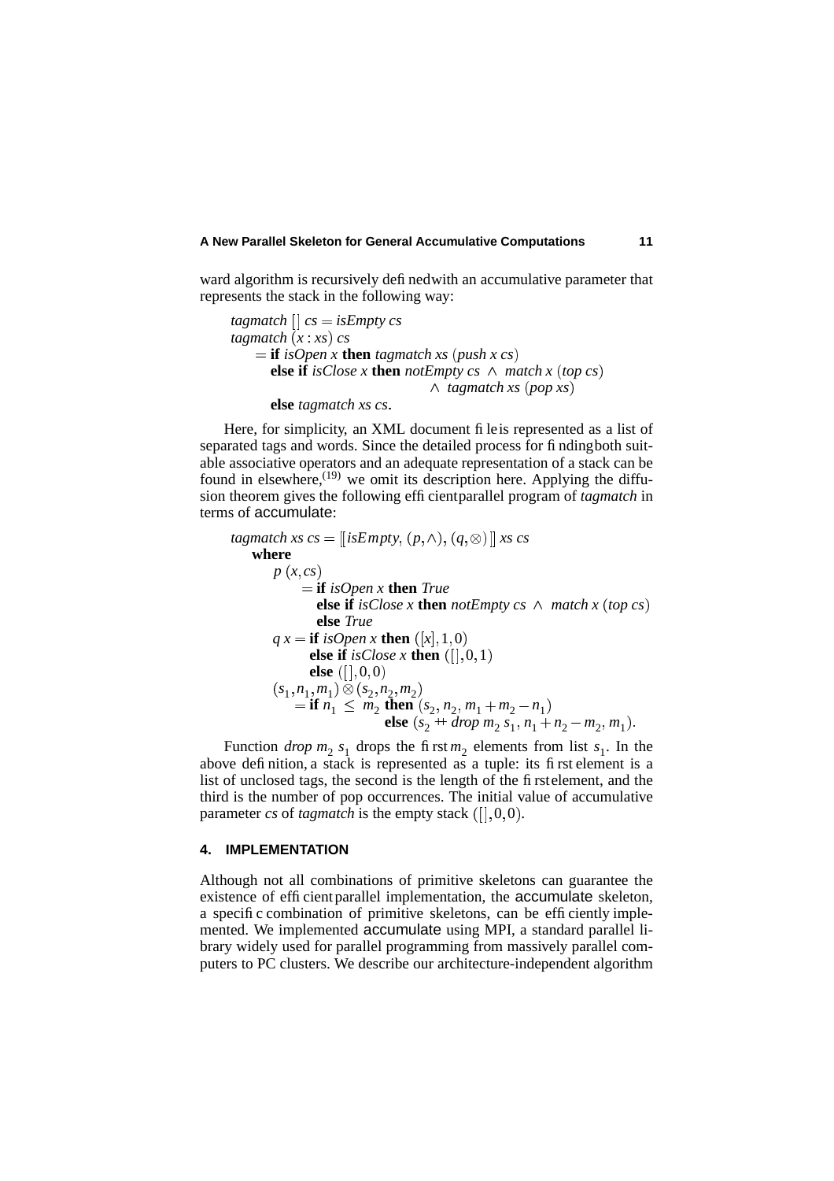ward algorithm is recursively defined with an accumulative parameter that represents the stack in the following way:

$$
\begin{aligned}
& \mathit{tagmatch}\ [\,]\ \mathit{cs} = \mathit{isEmpty}\ \mathit{cs} \\
& \mathit{tagmatch}\ (x : \mathit{xs})\ \mathit{cs} \\
& \quad = \textbf{if}\ \mathit{isOpen}\ x\ \textbf{then}\ \mathit{tagmatch}\ \mathit{xs}\ (\mathit{push}\ x\ \mathit{cs}) \\
& \qquad \textbf{else if}\ \mathit{isClose}\ x\ \textbf{then}\ \mathit{notEmpty}\ \mathit{cs}\ \wedge\ \mathit{match}\ x\ (\mathit{top}\ \mathit{cs}) \\
& \qquad\qquad\qquad\qquad\qquad\qquad \wedge\ \mathit{tagmatch}\ \mathit{xs}\ (\mathit{pop}\ \mathit{xs}) \\
& \qquad \textbf{else}\ \mathit{tagmatch}\ \mathit{xs}\ \mathit{cs}.
\end{aligned}
$$

Here, for simplicity, an XML document file is represented as a list of separated tags and words. Since the detailed process for finding both suitable associative operators and an adequate representation of a stack can be found in elsewhere,[19] we omit its description here. Applying the diffusion theorem gives the following efficient parallel program of *tagmatch* in terms of accumulate:

$$
\begin{aligned}
& \mathit{tagmatch}\ \mathit{xs}\ \mathit{cs} = [\![\mathit{isEmpty}, (p, \wedge), (q, \otimes)]\!]\ \mathit{xs}\ \mathit{cs} \\
& \quad \textbf{where} \\
& \qquad p\ (x, \mathit{cs}) \\
& \qquad\quad = \textbf{if}\ \mathit{isOpen}\ x\ \textbf{then}\ \mathit{True} \\
& \qquad\qquad \textbf{else if}\ \mathit{isClose}\ x\ \textbf{then}\ \mathit{notEmpty}\ \mathit{cs}\ \wedge\ \mathit{match}\ x\ (\mathit{top}\ \mathit{cs}) \\
& \qquad\qquad \textbf{else}\ \mathit{True} \\
& \qquad q\ x = \textbf{if}\ \mathit{isOpen}\ x\ \textbf{then}\ ([x], 1, 0) \\
& \qquad\qquad \textbf{else if}\ \mathit{isClose}\ x\ \textbf{then}\ ([\,], 0, 1) \\
& \qquad\qquad \textbf{else}\ ([\,], 0, 0) \\
& \qquad (s_1, n_1, m_1) \otimes (s_2, n_2, m_2) \\
& \qquad\quad = \textbf{if}\ n_1 \leq m_2\ \textbf{then}\ (s_2, n_2, m_1 + m_2 - n_1) \\
& \qquad\qquad\qquad\qquad \textbf{else}\ (s_2 +\!\!+\ \mathit{drop}\ m_2\ s_1, n_1 + n_2 - m_2, m_1).
\end{aligned}
$$

Function *drop* $m_2$ $s_1$ drops the first $m_2$ elements from list $s_1$. In the above definition, a stack is represented as a tuple: its first element is a list of unclosed tags, the second is the length of the first element, and the third is the number of pop occurrences. The initial value of accumulative parameter *cs* of *tagmatch* is the empty stack $([\,], 0, 0)$.

## 4. IMPLEMENTATION

Although not all combinations of primitive skeletons can guarantee the existence of efficient parallel implementation, the accumulate skeleton, a specific combination of primitive skeletons, can be efficiently implemented. We implemented accumulate using MPI, a standard parallel library widely used for parallel programming from massively parallel computers to PC clusters. We describe our architecture-independent algorithm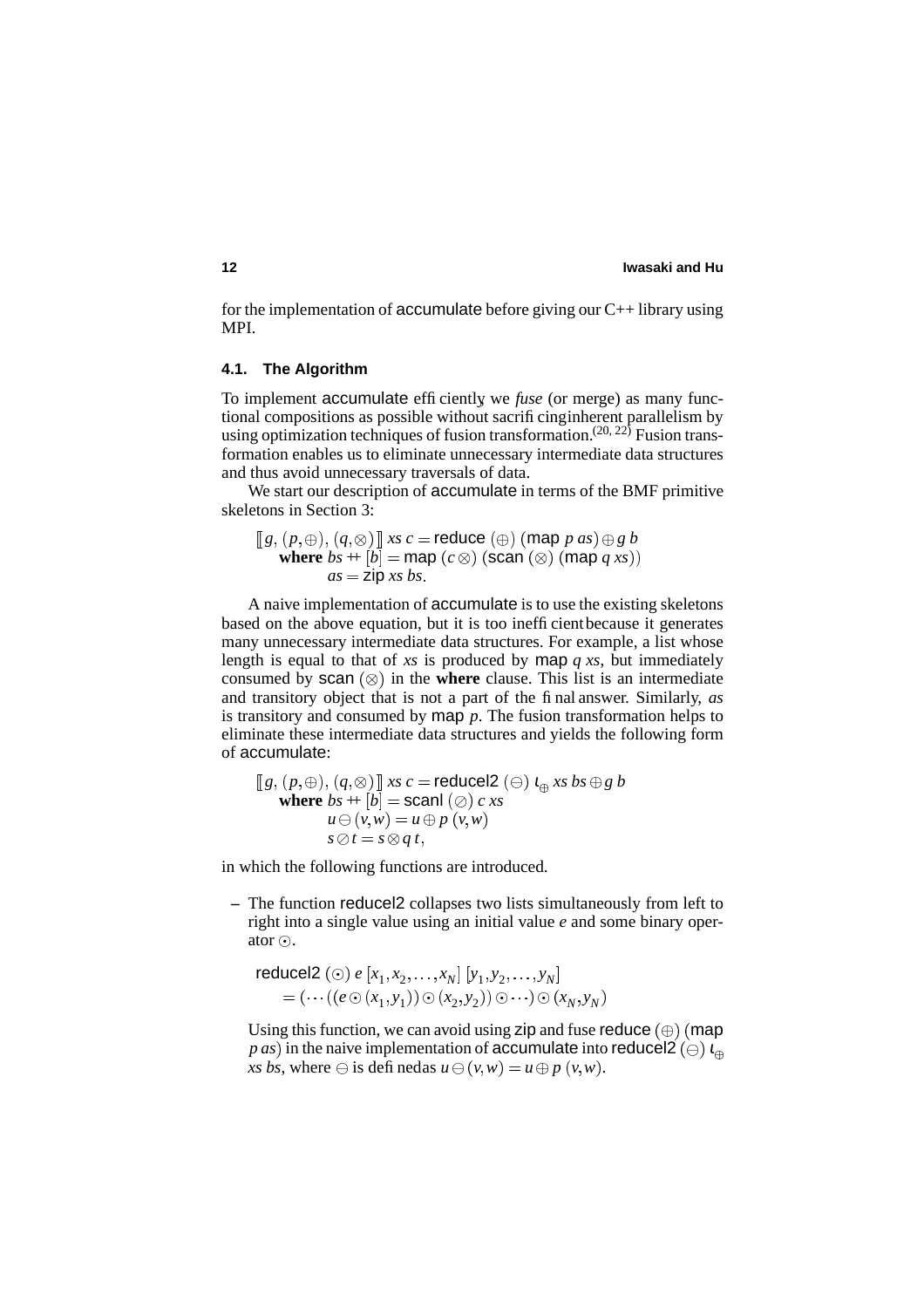for the implementation of accumulate before giving our C++ library using MPI.

### 4.1. The Algorithm

To implement accumulate efficiently, we *fuse* (or merge) as many functional compositions as possible without sacrificing inherent parallelism by using optimization techniques of fusion transformation.[20, 22] Fusion transformation enables us to eliminate unnecessary intermediate data structures and thus avoid unnecessary traversals of data.

We start our description of accumulate in terms of the BMF primitive skeletons in Section 3:

$$
\begin{aligned}
&[\![ g,\, (p,\oplus),\, (q,\otimes) ]\!]\; xs\; c = \mathsf{reduce}\ (\oplus)\ (\mathsf{map}\ p\ as) \oplus g\ b \\
&\quad \textbf{where}\ bs +\!\!+ [b] = \mathsf{map}\ (c\,\otimes)\ (\mathsf{scan}\ (\otimes)\ (\mathsf{map}\ q\ xs)) \\
&\quad\qquad\quad as = \mathsf{zip}\ xs\ bs.
\end{aligned}
$$

A naive implementation of accumulate is to use the existing skeletons based on the above equation, but it is too inefficient because it generates many unnecessary intermediate data structures. For example, a list whose length is equal to that of *xs* is produced by map *q xs*, but immediately consumed by scan $(\otimes)$ in the **where** clause. This list is an intermediate and transitory object that is not a part of the final answer. Similarly, *as* is transitory and consumed by map *p*. The fusion transformation helps to eliminate these intermediate data structures and yields the following form of accumulate:

$$
\begin{aligned}
&[\![ g,\, (p,\oplus),\, (q,\otimes) ]\!]\; xs\; c = \mathsf{reducel2}\ (\ominus)\ \iota_{\oplus}\ xs\ bs \oplus g\ b \\
&\quad \textbf{where}\ bs +\!\!+ [b] = \mathsf{scanl}\ (\oslash)\ c\ xs \\
&\quad\qquad\quad u \ominus (v,w) = u \oplus p\ (v,w) \\
&\quad\qquad\quad s \oslash t = s \otimes q\ t,
\end{aligned}
$$

in which the following functions are introduced.

– The function reducel2 collapses two lists simultaneously from left to right into a single value using an initial value *e* and some binary operator $\odot$.

$$
\begin{aligned}
&\mathsf{reducel2}\ (\odot)\ e\ [x_1, x_2, \ldots, x_N]\ [y_1, y_2, \ldots, y_N] \\
&\quad = (\cdots((e \odot (x_1,y_1)) \odot (x_2,y_2)) \odot \cdots) \odot (x_N,y_N)
\end{aligned}
$$

Using this function, we can avoid using zip and fuse reduce $(\oplus)$ (map *p as*) in the naive implementation of accumulate into reducel2 $(\ominus)$ $\iota_{\oplus}$ *xs bs*, where $\ominus$ is defined as $u \ominus (v,w) = u \oplus p\ (v,w)$.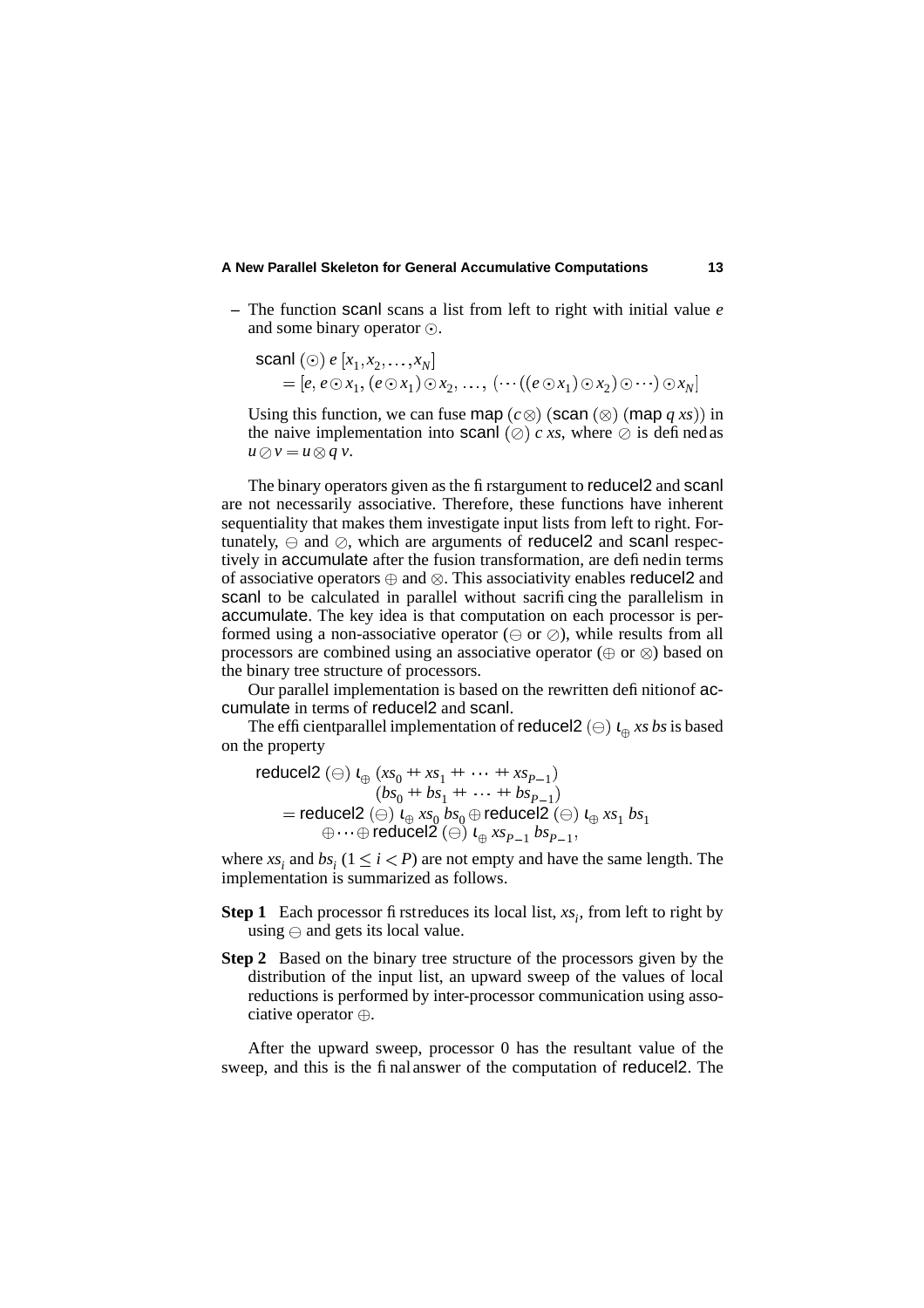– The function scanl scans a list from left to right with initial value $e$ and some binary operator $\odot$.

$$\mathsf{scanl}\ (\odot)\ e\ [x_1, x_2, \ldots, x_N]$$
$$= [e,\ e \odot x_1,\ (e \odot x_1) \odot x_2,\ \ldots,\ (\cdots((e \odot x_1) \odot x_2) \odot \cdots) \odot x_N]$$

Using this function, we can fuse $\mathsf{map}\ (c \otimes)\ (\mathsf{scan}\ (\otimes)\ (\mathsf{map}\ q\ xs))$ in the naive implementation into $\mathsf{scanl}\ (\oslash)\ c\ xs$, where $\oslash$ is defined as $u \oslash v = u \otimes q\ v$.

The binary operators given as the first argument to reducel2 and scanl are not necessarily associative. Therefore, these functions have inherent sequentiality that makes them investigate input lists from left to right. Fortunately, $\ominus$ and $\oslash$, which are arguments of reducel2 and scanl respectively in accumulate after the fusion transformation, are defined in terms of associative operators $\oplus$ and $\otimes$. This associativity enables reducel2 and scanl to be calculated in parallel without sacrificing the parallelism in accumulate. The key idea is that computation on each processor is performed using a non-associative operator ($\ominus$ or $\oslash$), while results from all processors are combined using an associative operator ($\oplus$ or $\otimes$) based on the binary tree structure of processors.

Our parallel implementation is based on the rewritten definition of accumulate in terms of reducel2 and scanl.

The efficient parallel implementation of $\mathsf{reducel2}\ (\ominus)\ \iota_{\oplus}\ xs\ bs$ is based on the property

$$\begin{aligned}
&\mathsf{reducel2}\ (\ominus)\ \iota_{\oplus}\ (xs_0 \mathbin{+\!\!+} xs_1 \mathbin{+\!\!+} \cdots \mathbin{+\!\!+} xs_{P-1}) \\
&\qquad\qquad\qquad\quad (bs_0 \mathbin{+\!\!+} bs_1 \mathbin{+\!\!+} \cdots \mathbin{+\!\!+} bs_{P-1}) \\
&= \mathsf{reducel2}\ (\ominus)\ \iota_{\oplus}\ xs_0\ bs_0 \oplus \mathsf{reducel2}\ (\ominus)\ \iota_{\oplus}\ xs_1\ bs_1 \\
&\qquad \oplus \cdots \oplus \mathsf{reducel2}\ (\ominus)\ \iota_{\oplus}\ xs_{P-1}\ bs_{P-1},
\end{aligned}$$

where $xs_i$ and $bs_i$ ($1 \leq i < P$) are not empty and have the same length. The implementation is summarized as follows.

**Step 1** Each processor first reduces its local list, $xs_i$, from left to right by using $\ominus$ and gets its local value.

**Step 2** Based on the binary tree structure of the processors given by the distribution of the input list, an upward sweep of the values of local reductions is performed by inter-processor communication using associative operator $\oplus$.

After the upward sweep, processor 0 has the resultant value of the sweep, and this is the final answer of the computation of reducel2. The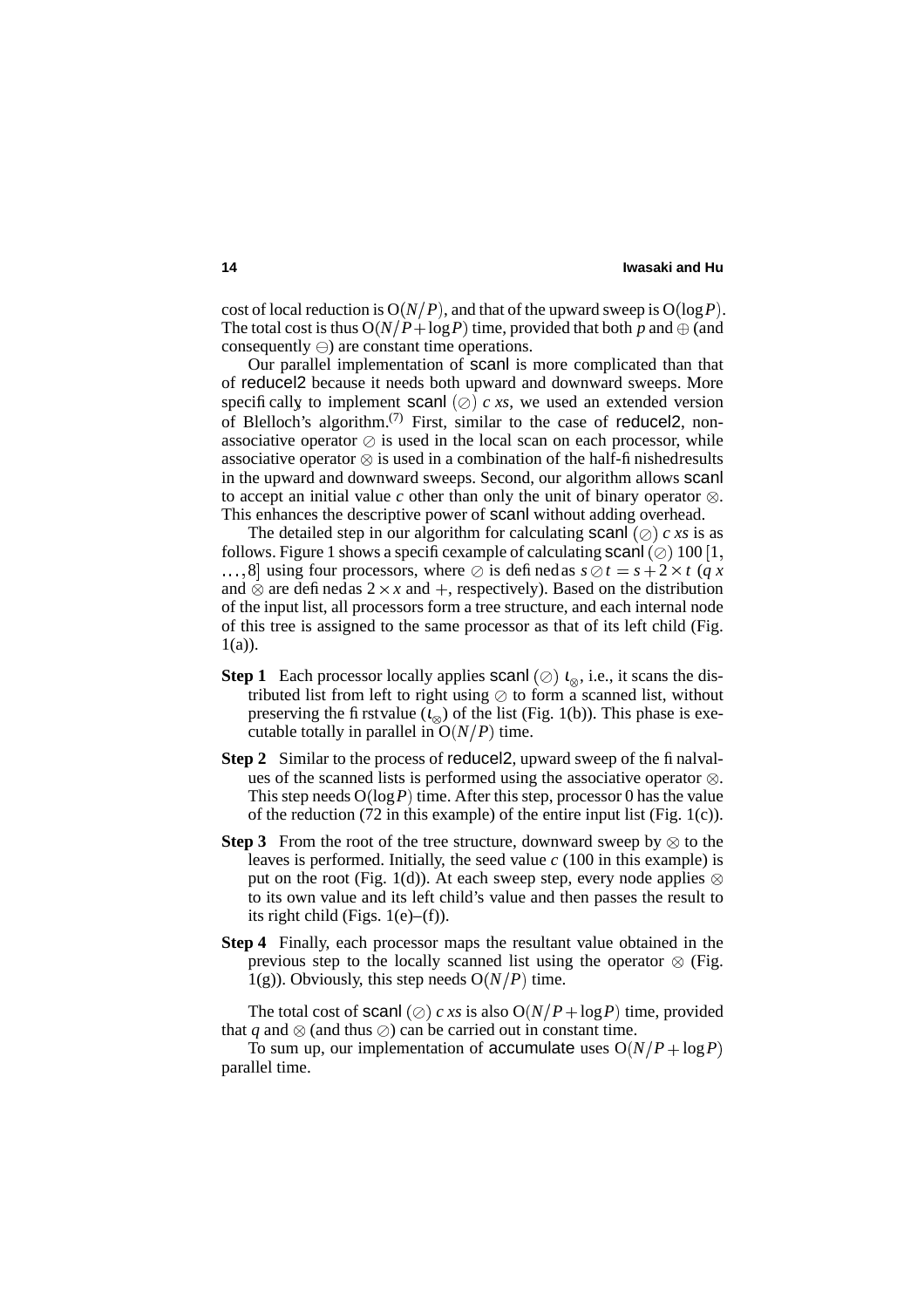cost of local reduction is $O(N/P)$, and that of the upward sweep is $O(\log P)$. The total cost is thus $O(N/P + \log P)$ time, provided that both $p$ and $\oplus$ (and consequently $\ominus$) are constant time operations.

Our parallel implementation of scanl is more complicated than that of reducel2 because it needs both upward and downward sweeps. More specifically, to implement scanl $(\oslash)$ $c$ $xs$, we used an extended version of Blelloch's algorithm.[7] First, similar to the case of reducel2, non-associative operator $\oslash$ is used in the local scan on each processor, while associative operator $\otimes$ is used in a combination of the half-finished results in the upward and downward sweeps. Second, our algorithm allows scanl to accept an initial value $c$ other than only the unit of binary operator $\otimes$. This enhances the descriptive power of scanl without adding overhead.

The detailed step in our algorithm for calculating scanl $(\oslash)$ $c$ $xs$ is as follows. Figure 1 shows a specific example of calculating scanl $(\oslash)$ 100 $[1, \ldots, 8]$ using four processors, where $\oslash$ is defined as $s \oslash t = s + 2 \times t$ ($q$ $x$ and $\otimes$ are defined as $2 \times x$ and $+$, respectively). Based on the distribution of the input list, all processors form a tree structure, and each internal node of this tree is assigned to the same processor as that of its left child (Fig. 1(a)).

**Step 1** Each processor locally applies scanl $(\oslash)$ $\iota_{\otimes}$, i.e., it scans the distributed list from left to right using $\oslash$ to form a scanned list, without preserving the first value ($\iota_{\otimes}$) of the list (Fig. 1(b)). This phase is executable totally in parallel in $O(N/P)$ time.

**Step 2** Similar to the process of reducel2, upward sweep of the final values of the scanned lists is performed using the associative operator $\otimes$. This step needs $O(\log P)$ time. After this step, processor 0 has the value of the reduction (72 in this example) of the entire input list (Fig. 1(c)).

**Step 3** From the root of the tree structure, downward sweep by $\otimes$ to the leaves is performed. Initially, the seed value $c$ (100 in this example) is put on the root (Fig. 1(d)). At each sweep step, every node applies $\otimes$ to its own value and its left child's value and then passes the result to its right child (Figs. 1(e)–(f)).

**Step 4** Finally, each processor maps the resultant value obtained in the previous step to the locally scanned list using the operator $\otimes$ (Fig. 1(g)). Obviously, this step needs $O(N/P)$ time.

The total cost of scanl $(\oslash)$ $c$ $xs$ is also $O(N/P + \log P)$ time, provided that $q$ and $\otimes$ (and thus $\oslash$) can be carried out in constant time.

To sum up, our implementation of accumulate uses $O(N/P + \log P)$ parallel time.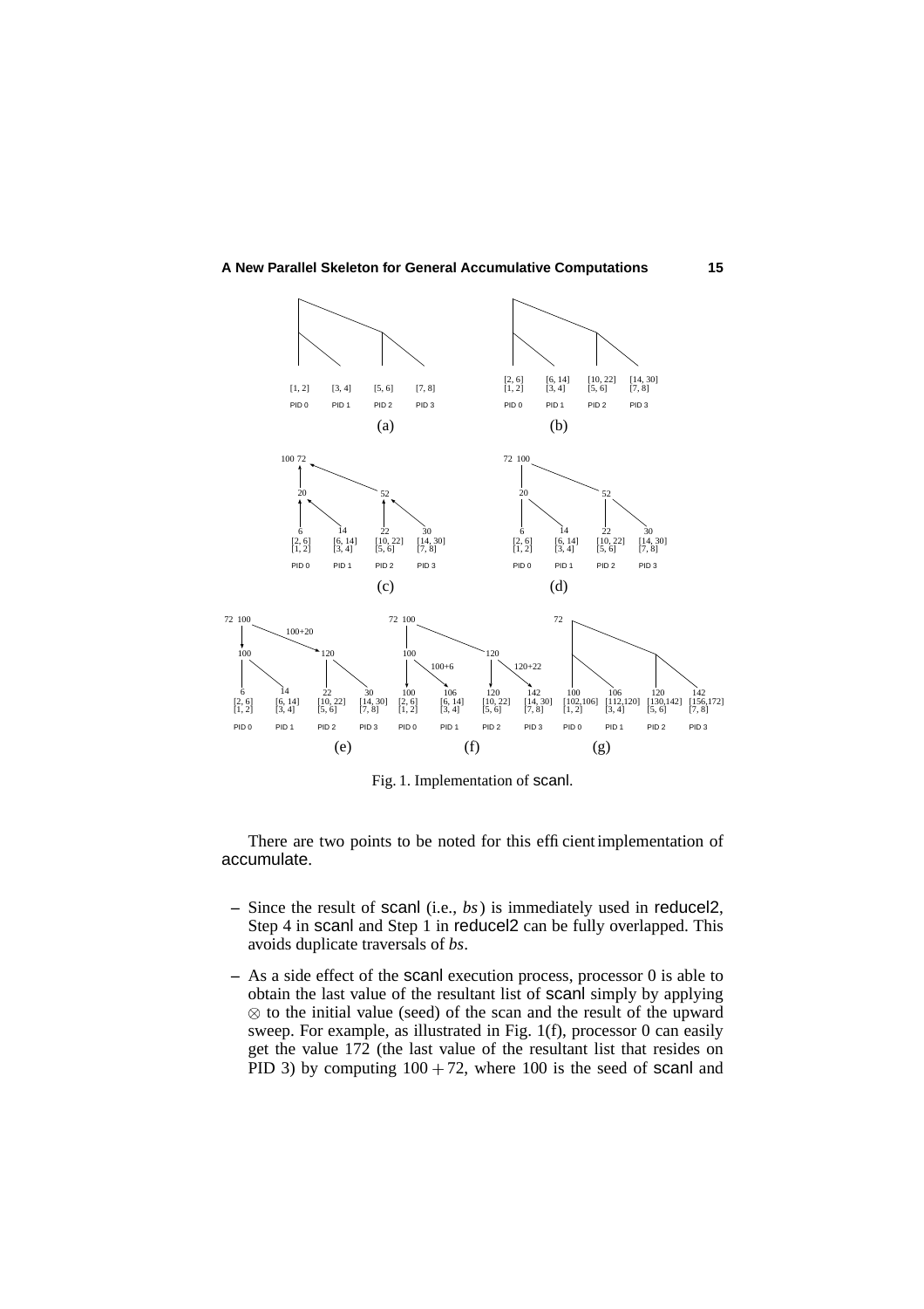Fig. 1. Implementation of scanl.

There are two points to be noted for this efficient implementation of accumulate.

- Since the result of scanl (i.e., *bs*) is immediately used in reducel2, Step 4 in scanl and Step 1 in reducel2 can be fully overlapped. This avoids duplicate traversals of *bs*.
- As a side effect of the scanl execution process, processor 0 is able to obtain the last value of the resultant list of scanl simply by applying $\otimes$ to the initial value (seed) of the scan and the result of the upward sweep. For example, as illustrated in Fig. 1(f), processor 0 can easily get the value 172 (the last value of the resultant list that resides on PID 3) by computing $100 + 72$, where 100 is the seed of scanl and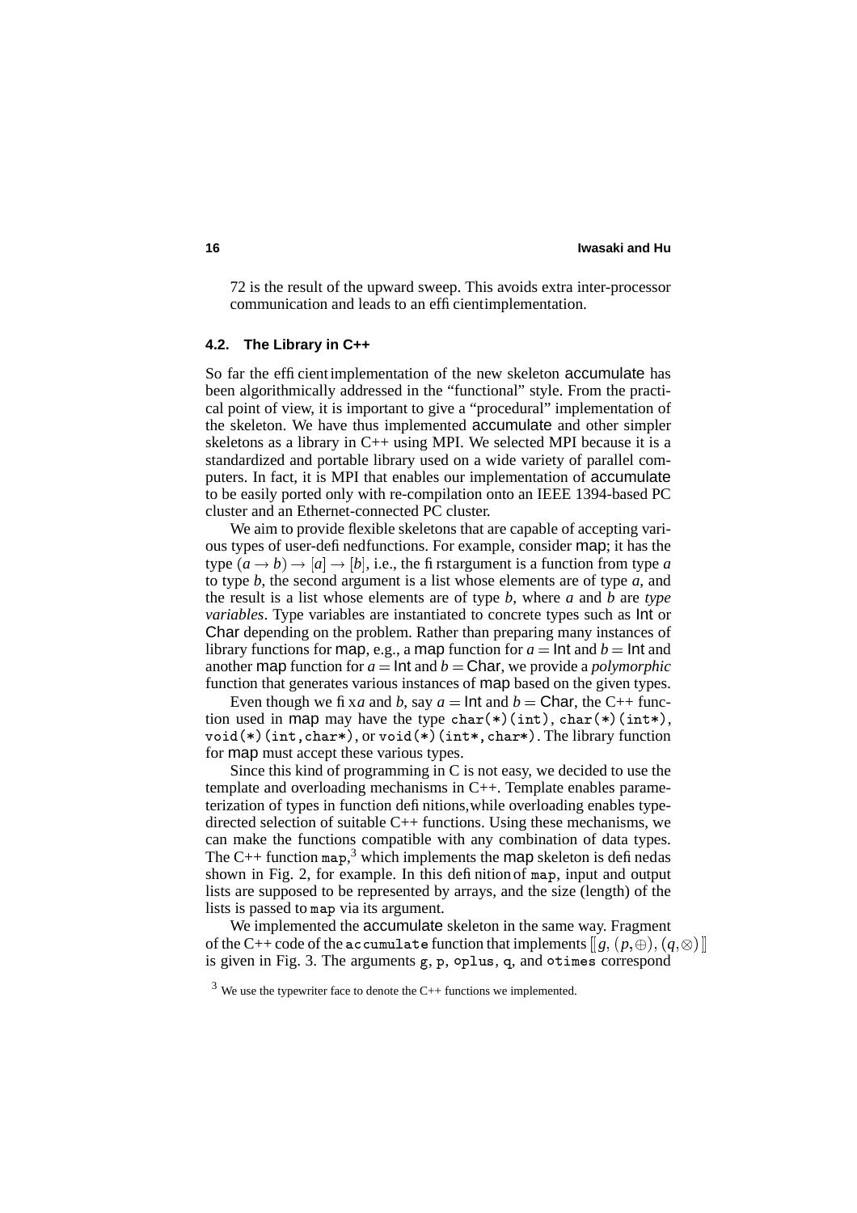72 is the result of the upward sweep. This avoids extra inter-processor communication and leads to an efficient implementation.

### 4.2. The Library in C++

So far the efficient implementation of the new skeleton accumulate has been algorithmically addressed in the "functional" style. From the practical point of view, it is important to give a "procedural" implementation of the skeleton. We have thus implemented accumulate and other simpler skeletons as a library in C++ using MPI. We selected MPI because it is a standardized and portable library used on a wide variety of parallel computers. In fact, it is MPI that enables our implementation of accumulate to be easily ported only with re-compilation onto an IEEE 1394-based PC cluster and an Ethernet-connected PC cluster.

We aim to provide flexible skeletons that are capable of accepting various types of user-defined functions. For example, consider map; it has the type $(a \rightarrow b) \rightarrow [a] \rightarrow [b]$, i.e., the first argument is a function from type $a$ to type $b$, the second argument is a list whose elements are of type $a$, and the result is a list whose elements are of type $b$, where $a$ and $b$ are *type variables*. Type variables are instantiated to concrete types such as Int or Char depending on the problem. Rather than preparing many instances of library functions for map, e.g., a map function for $a = \text{Int}$ and $b = \text{Int}$ and another map function for $a = \text{Int}$ and $b = \text{Char}$, we provide a *polymorphic* function that generates various instances of map based on the given types.

Even though we fix $a$ and $b$, say $a = \text{Int}$ and $b = \text{Char}$, the C++ function used in map may have the type `char(*)(int)`, `char(*)(int*)`, `void(*)(int,char*)`, or `void(*)(int*,char*)`. The library function for map must accept these various types.

Since this kind of programming in C is not easy, we decided to use the template and overloading mechanisms in C++. Template enables parameterization of types in function definitions, while overloading enables type-directed selection of suitable C++ functions. Using these mechanisms, we can make the functions compatible with any combination of data types. The C++ function `map`,[3] which implements the map skeleton is defined as shown in Fig. 2, for example. In this definition of `map`, input and output lists are supposed to be represented by arrays, and the size (length) of the lists is passed to `map` via its argument.

We implemented the accumulate skeleton in the same way. Fragment of the C++ code of the `accumulate` function that implements $[\![g, (p,\oplus), (q,\otimes)]\!]$ is given in Fig. 3. The arguments `g`, `p`, `oplus`, `q`, and `otimes` correspond

[3] We use the typewriter face to denote the C++ functions we implemented.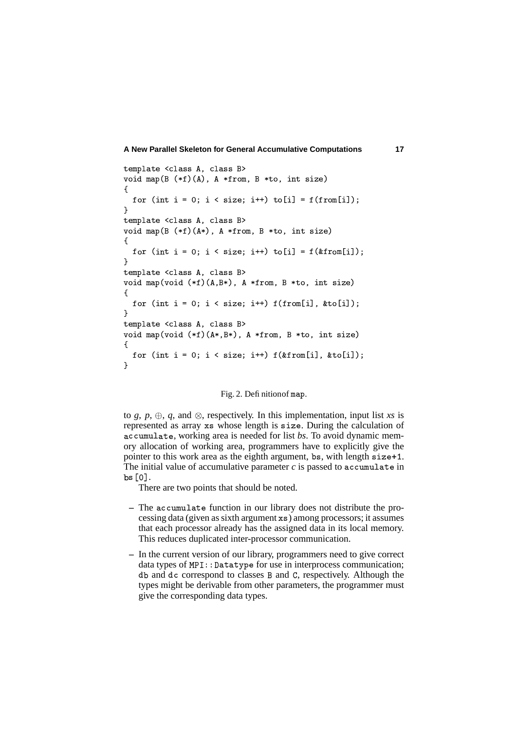```
template <class A, class B>
void map(B (*f)(A), A *from, B *to, int size)
{
  for (int i = 0; i < size; i++) to[i] = f(from[i]);
}
template <class A, class B>
void map(B (*f)(A*), A *from, B *to, int size)
{
  for (int i = 0; i < size; i++) to[i] = f(&from[i]);
}
template <class A, class B>
void map(void (*f)(A,B*), A *from, B *to, int size)
{
  for (int i = 0; i < size; i++) f(from[i], &to[i]);
}
template <class A, class B>
void map(void (*f)(A*,B*), A *from, B *to, int size)
{
  for (int i = 0; i < size; i++) f(&from[i], &to[i]);
}
```

Fig. 2. Definition of `map`.

to $g$, $p$, $\oplus$, $q$, and $\otimes$, respectively. In this implementation, input list $xs$ is represented as array `xs` whose length is `size`. During the calculation of `accumulate`, working area is needed for list $bs$. To avoid dynamic memory allocation of working area, programmers have to explicitly give the pointer to this work area as the eighth argument, `bs`, with length `size+1`. The initial value of accumulative parameter $c$ is passed to `accumulate` in `bs[0]`.

There are two points that should be noted.

- The `accumulate` function in our library does not distribute the processing data (given as sixth argument `xs`) among processors; it assumes that each processor already has the assigned data in its local memory. This reduces duplicated inter-processor communication.
- In the current version of our library, programmers need to give correct data types of `MPI::Datatype` for use in interprocess communication; `db` and `dc` correspond to classes `B` and `C`, respectively. Although the types might be derivable from other parameters, the programmer must give the corresponding data types.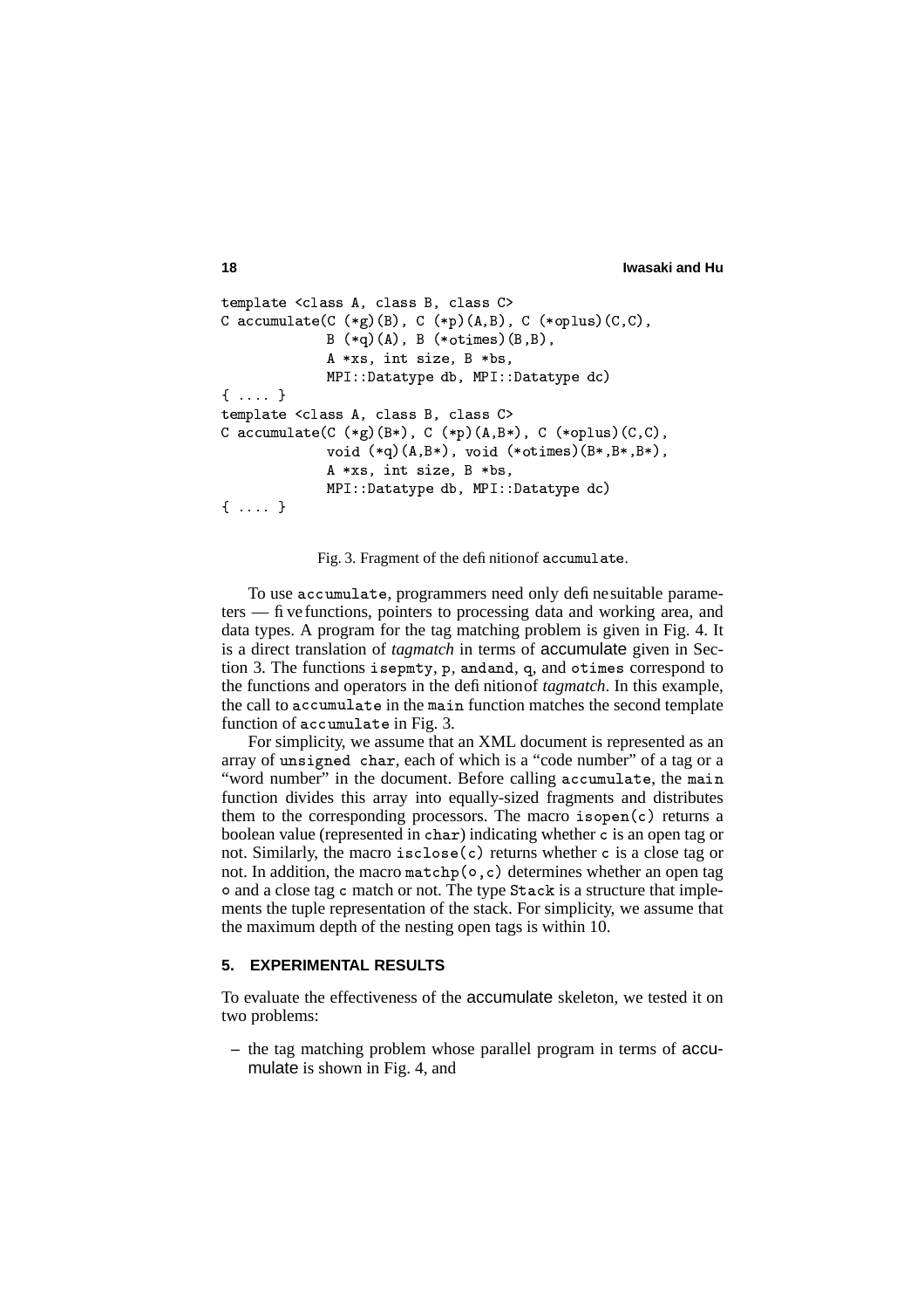```
template <class A, class B, class C>
C accumulate(C (*g)(B), C (*p)(A,B), C (*oplus)(C,C),
             B (*q)(A), B (*otimes)(B,B),
             A *xs, int size, B *bs,
             MPI::Datatype db, MPI::Datatype dc)
{ .... }
template <class A, class B, class C>
C accumulate(C (*g)(B*), C (*p)(A,B*), C (*oplus)(C,C),
             void (*q)(A,B*), void (*otimes)(B*,B*,B*),
             A *xs, int size, B *bs,
             MPI::Datatype db, MPI::Datatype dc)
{ .... }
```

Fig. 3. Fragment of the definition of `accumulate`.

To use `accumulate`, programmers need only define suitable parameters — five functions, pointers to processing data and working area, and data types. A program for the tag matching problem is given in Fig. 4. It is a direct translation of *tagmatch* in terms of accumulate given in Section 3. The functions `isepmty`, `p`, `andand`, `q`, and `otimes` correspond to the functions and operators in the definition of *tagmatch*. In this example, the call to `accumulate` in the `main` function matches the second template function of `accumulate` in Fig. 3.

For simplicity, we assume that an XML document is represented as an array of `unsigned char`, each of which is a "code number" of a tag or a "word number" in the document. Before calling `accumulate`, the `main` function divides this array into equally-sized fragments and distributes them to the corresponding processors. The macro `isopen(c)` returns a boolean value (represented in `char`) indicating whether `c` is an open tag or not. Similarly, the macro `isclose(c)` returns whether `c` is a close tag or not. In addition, the macro `matchp(o,c)` determines whether an open tag `o` and a close tag `c` match or not. The type `Stack` is a structure that implements the tuple representation of the stack. For simplicity, we assume that the maximum depth of the nesting open tags is within 10.

## 5. EXPERIMENTAL RESULTS

To evaluate the effectiveness of the accumulate skeleton, we tested it on two problems:

– the tag matching problem whose parallel program in terms of accumulate is shown in Fig. 4, and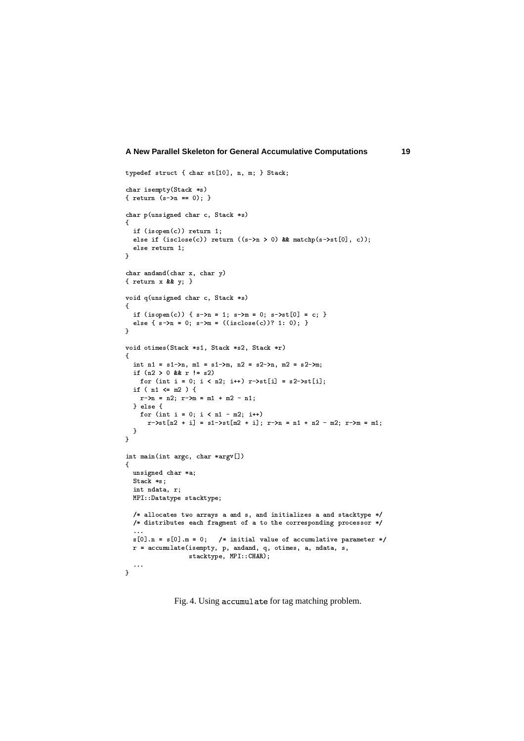```
typedef struct { char st[10], n, m; } Stack;

char isempty(Stack *s)
{ return (s->n == 0); }

char p(unsigned char c, Stack *s)
{
  if (isopen(c)) return 1;
  else if (isclose(c)) return ((s->n > 0) && matchp(s->st[0], c));
  else return 1;
}

char andand(char x, char y)
{ return x && y; }

void q(unsigned char c, Stack *s)
{
  if (isopen(c)) { s->n = 1; s->m = 0; s->st[0] = c; }
  else { s->n = 0; s->m = ((isclose(c))? 1: 0); }
}

void otimes(Stack *s1, Stack *s2, Stack *r)
{
  int n1 = s1->n, m1 = s1->m, n2 = s2->n, m2 = s2->m;
  if (n2 > 0 && r != s2)
    for (int i = 0; i < n2; i++) r->st[i] = s2->st[i];
  if ( n1 <= m2 ) {
    r->n = n2; r->m = m1 + m2 - n1;
  } else {
    for (int i = 0; i < n1 - m2; i++)
      r->st[n2 + i] = s1->st[m2 + i]; r->n = n1 + n2 - m2; r->m = m1;
  }
}

int main(int argc, char *argv[])
{
  unsigned char *a;
  Stack *s;
  int ndata, r;
  MPI::Datatype stacktype;

  /* allocates two arrays a and s, and initializes a and stacktype */
  /* distributes each fragment of a to the corresponding processor */
  ...
  s[0].n = s[0].m = 0;   /* initial value of accumulative parameter */
  r = accumulate(isempty, p, andand, q, otimes, a, ndata, s,
                 stacktype, MPI::CHAR);
  ...
}
```

Fig. 4. Using `accumulate` for tag matching problem.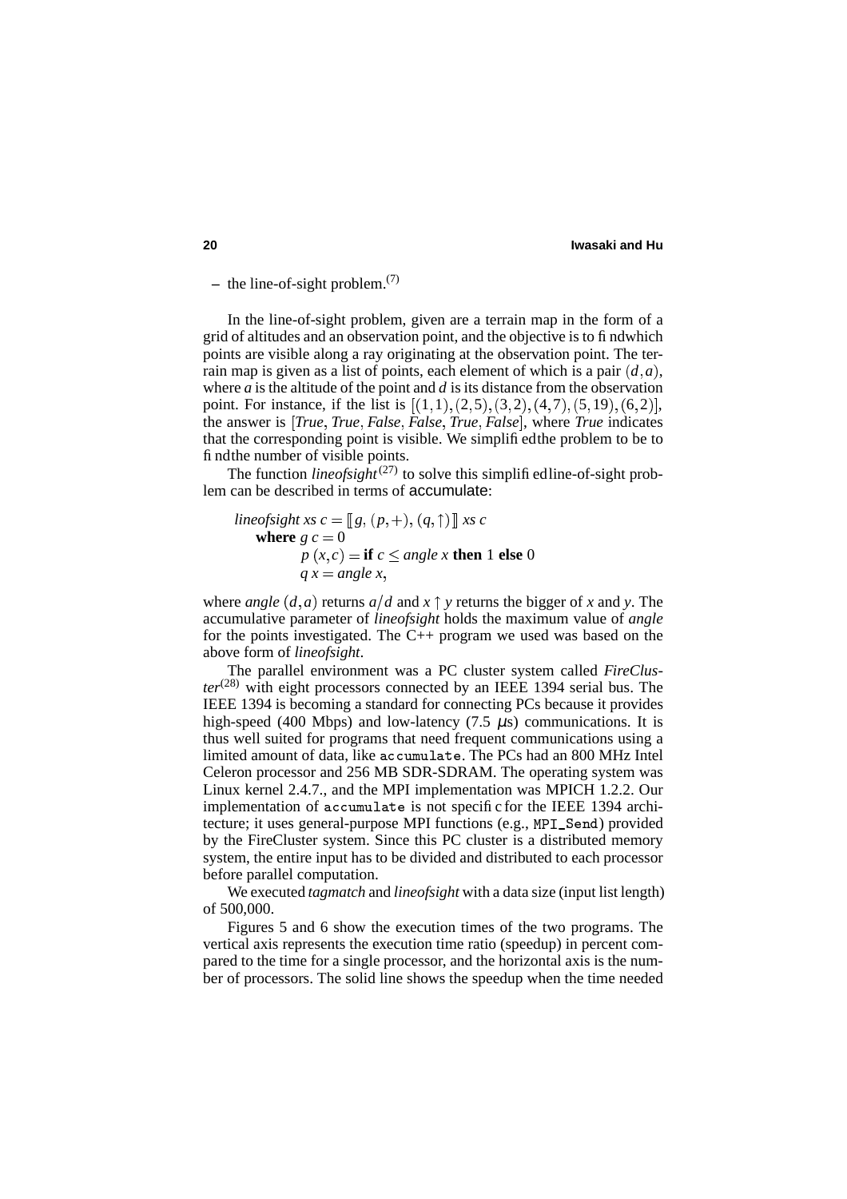– the line-of-sight problem.[7]

In the line-of-sight problem, given are a terrain map in the form of a grid of altitudes and an observation point, and the objective is to find which points are visible along a ray originating at the observation point. The terrain map is given as a list of points, each element of which is a pair $(d, a)$, where $a$ is the altitude of the point and $d$ is its distance from the observation point. For instance, if the list is $[(1,1),(2,5),(3,2),(4,7),(5,19),(6,2)]$, the answer is [*True*, *True*, *False*, *False*, *True*, *False*], where *True* indicates that the corresponding point is visible. We simplified the problem to be to find the number of visible points.

The function *lineofsight*[27] to solve this simplified line-of-sight problem can be described in terms of accumulate:

$$
\begin{aligned}
& \mathit{lineofsight}\ xs\ c = [\![ g, (p, +), (q, \uparrow) ]\!]\ xs\ c \\
& \quad \textbf{where}\ g\ c = 0 \\
& \quad \quad \quad p\ (x, c) = \textbf{if}\ c \leq \mathit{angle}\ x\ \textbf{then}\ 1\ \textbf{else}\ 0 \\
& \quad \quad \quad q\ x = \mathit{angle}\ x,
\end{aligned}
$$

where *angle* $(d, a)$ returns $a/d$ and $x \uparrow y$ returns the bigger of $x$ and $y$. The accumulative parameter of *lineofsight* holds the maximum value of *angle* for the points investigated. The C++ program we used was based on the above form of *lineofsight*.

The parallel environment was a PC cluster system called *FireCluster*[28] with eight processors connected by an IEEE 1394 serial bus. The IEEE 1394 is becoming a standard for connecting PCs because it provides high-speed (400 Mbps) and low-latency (7.5 $\mu$s) communications. It is thus well suited for programs that need frequent communications using a limited amount of data, like `accumulate`. The PCs had an 800 MHz Intel Celeron processor and 256 MB SDR-SDRAM. The operating system was Linux kernel 2.4.7., and the MPI implementation was MPICH 1.2.2. Our implementation of `accumulate` is not specific for the IEEE 1394 architecture; it uses general-purpose MPI functions (e.g., `MPI_Send`) provided by the FireCluster system. Since this PC cluster is a distributed memory system, the entire input has to be divided and distributed to each processor before parallel computation.

We executed *tagmatch* and *lineofsight* with a data size (input list length) of 500,000.

Figures 5 and 6 show the execution times of the two programs. The vertical axis represents the execution time ratio (speedup) in percent compared to the time for a single processor, and the horizontal axis is the number of processors. The solid line shows the speedup when the time needed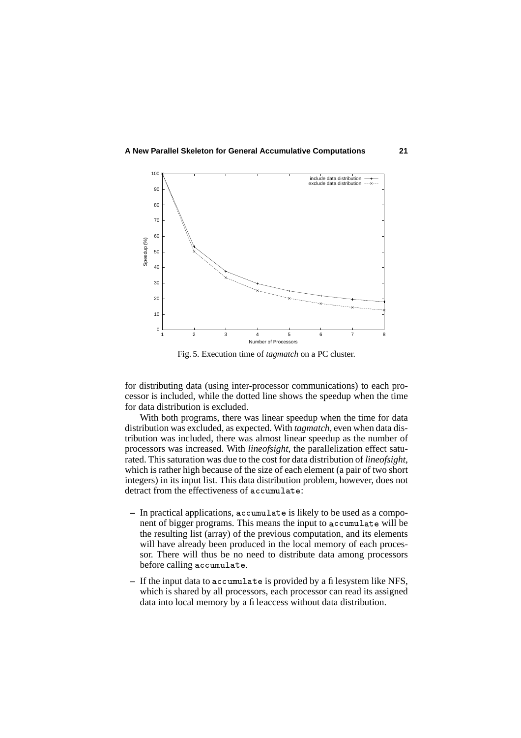Fig. 5. Execution time of *tagmatch* on a PC cluster.

for distributing data (using inter-processor communications) to each processor is included, while the dotted line shows the speedup when the time for data distribution is excluded.

With both programs, there was linear speedup when the time for data distribution was excluded, as expected. With *tagmatch*, even when data distribution was included, there was almost linear speedup as the number of processors was increased. With *lineofsight*, the parallelization effect saturated. This saturation was due to the cost for data distribution of *lineofsight*, which is rather high because of the size of each element (a pair of two short integers) in its input list. This data distribution problem, however, does not detract from the effectiveness of `accumulate`:

– In practical applications, `accumulate` is likely to be used as a component of bigger programs. This means the input to `accumulate` will be the resulting list (array) of the previous computation, and its elements will have already been produced in the local memory of each processor. There will thus be no need to distribute data among processors before calling `accumulate`.

– If the input data to `accumulate` is provided by a filesystem like NFS, which is shared by all processors, each processor can read its assigned data into local memory by a file access without data distribution.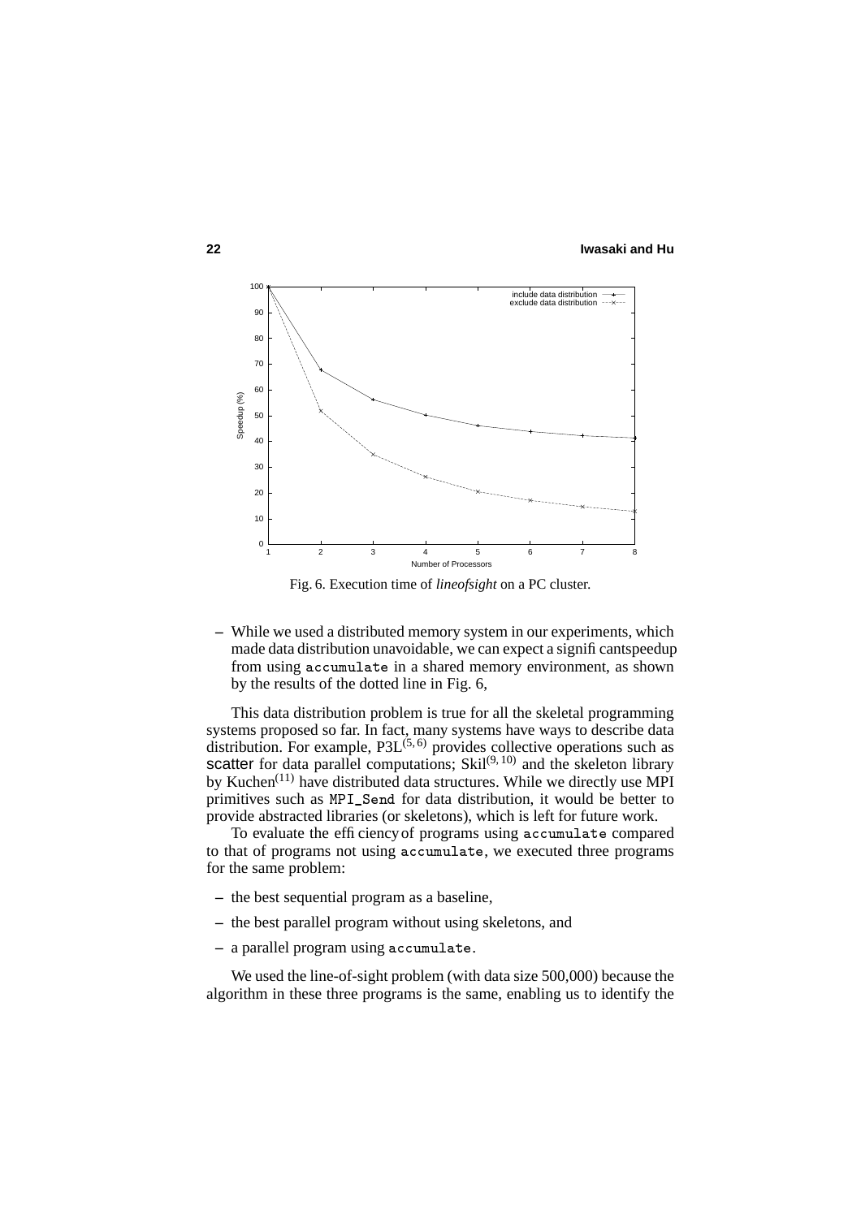Fig. 6. Execution time of *lineofsight* on a PC cluster.

– While we used a distributed memory system in our experiments, which made data distribution unavoidable, we can expect a significant speedup from using `accumulate` in a shared memory environment, as shown by the results of the dotted line in Fig. 6,

This data distribution problem is true for all the skeletal programming systems proposed so far. In fact, many systems have ways to describe data distribution. For example, P3L[5,6] provides collective operations such as scatter for data parallel computations; Skil[9,10] and the skeleton library by Kuchen[11] have distributed data structures. While we directly use MPI primitives such as `MPI_Send` for data distribution, it would be better to provide abstracted libraries (or skeletons), which is left for future work.

To evaluate the efficiency of programs using `accumulate` compared to that of programs not using `accumulate`, we executed three programs for the same problem:

– the best sequential program as a baseline,

– the best parallel program without using skeletons, and

– a parallel program using `accumulate`.

We used the line-of-sight problem (with data size 500,000) because the algorithm in these three programs is the same, enabling us to identify the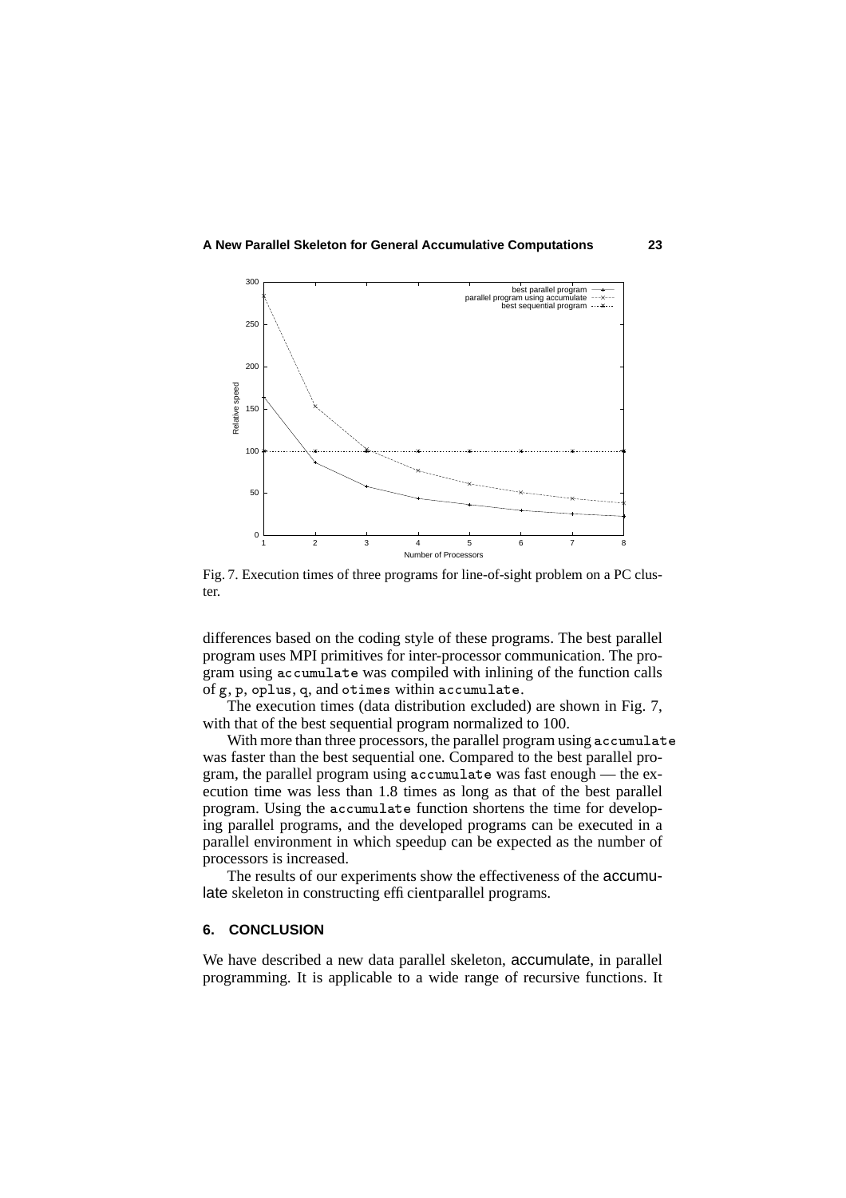Fig. 7. Execution times of three programs for line-of-sight problem on a PC cluster.

differences based on the coding style of these programs. The best parallel program uses MPI primitives for inter-processor communication. The program using `accumulate` was compiled with inlining of the function calls of `g`, `p`, `oplus`, `q`, and `otimes` within `accumulate`.

The execution times (data distribution excluded) are shown in Fig. 7, with that of the best sequential program normalized to 100.

With more than three processors, the parallel program using `accumulate` was faster than the best sequential one. Compared to the best parallel program, the parallel program using `accumulate` was fast enough — the execution time was less than 1.8 times as long as that of the best parallel program. Using the `accumulate` function shortens the time for developing parallel programs, and the developed programs can be executed in a parallel environment in which speedup can be expected as the number of processors is increased.

The results of our experiments show the effectiveness of the accumulate skeleton in constructing efficientparallel programs.

## 6. CONCLUSION

We have described a new data parallel skeleton, accumulate, in parallel programming. It is applicable to a wide range of recursive functions. It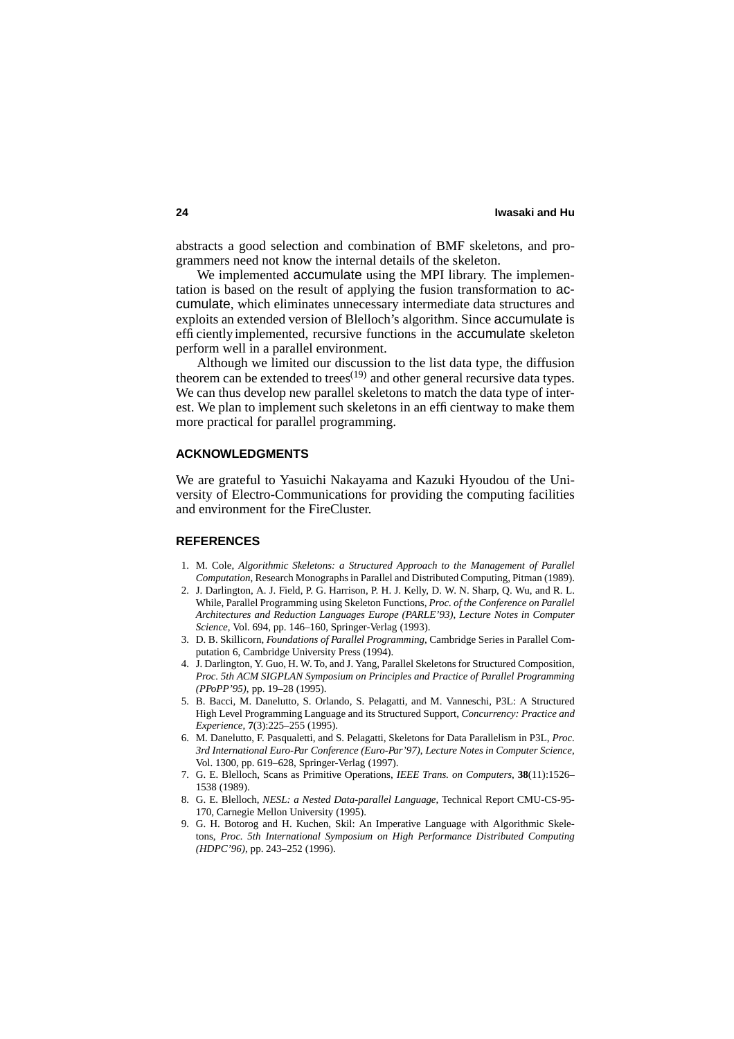abstracts a good selection and combination of BMF skeletons, and programmers need not know the internal details of the skeleton.

We implemented accumulate using the MPI library. The implementation is based on the result of applying the fusion transformation to accumulate, which eliminates unnecessary intermediate data structures and exploits an extended version of Blelloch's algorithm. Since accumulate is efficiently implemented, recursive functions in the accumulate skeleton perform well in a parallel environment.

Although we limited our discussion to the list data type, the diffusion theorem can be extended to trees[(19)] and other general recursive data types. We can thus develop new parallel skeletons to match the data type of interest. We plan to implement such skeletons in an efficient way to make them more practical for parallel programming.

## ACKNOWLEDGMENTS

We are grateful to Yasuichi Nakayama and Kazuki Hyoudou of the University of Electro-Communications for providing the computing facilities and environment for the FireCluster.

## REFERENCES

1. M. Cole, *Algorithmic Skeletons: a Structured Approach to the Management of Parallel Computation*, Research Monographs in Parallel and Distributed Computing, Pitman (1989).
2. J. Darlington, A. J. Field, P. G. Harrison, P. H. J. Kelly, D. W. N. Sharp, Q. Wu, and R. L. While, Parallel Programming using Skeleton Functions, *Proc. of the Conference on Parallel Architectures and Reduction Languages Europe (PARLE'93), Lecture Notes in Computer Science*, Vol. 694, pp. 146–160, Springer-Verlag (1993).
3. D. B. Skillicorn, *Foundations of Parallel Programming*, Cambridge Series in Parallel Computation 6, Cambridge University Press (1994).
4. J. Darlington, Y. Guo, H. W. To, and J. Yang, Parallel Skeletons for Structured Composition, *Proc. 5th ACM SIGPLAN Symposium on Principles and Practice of Parallel Programming (PPoPP'95)*, pp. 19–28 (1995).
5. B. Bacci, M. Danelutto, S. Orlando, S. Pelagatti, and M. Vanneschi, P3L: A Structured High Level Programming Language and its Structured Support, *Concurrency: Practice and Experience*, **7**(3):225–255 (1995).
6. M. Danelutto, F. Pasqualetti, and S. Pelagatti, Skeletons for Data Parallelism in P3L, *Proc. 3rd International Euro-Par Conference (Euro-Par'97), Lecture Notes in Computer Science*, Vol. 1300, pp. 619–628, Springer-Verlag (1997).
7. G. E. Blelloch, Scans as Primitive Operations, *IEEE Trans. on Computers*, **38**(11):1526–1538 (1989).
8. G. E. Blelloch, *NESL: a Nested Data-parallel Language*, Technical Report CMU-CS-95-170, Carnegie Mellon University (1995).
9. G. H. Botorog and H. Kuchen, Skil: An Imperative Language with Algorithmic Skeletons, *Proc. 5th International Symposium on High Performance Distributed Computing (HDPC'96)*, pp. 243–252 (1996).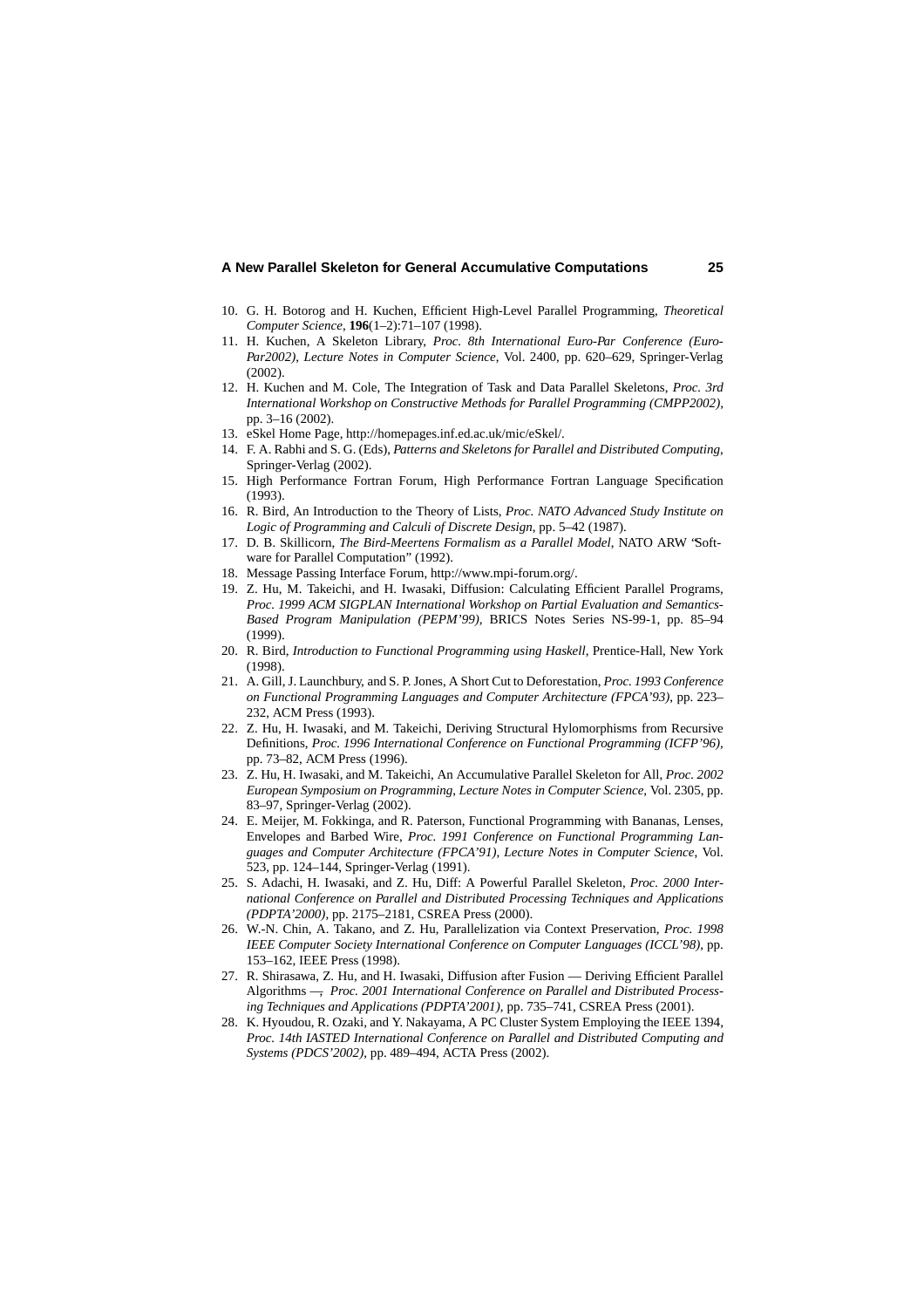10. G. H. Botorog and H. Kuchen, Efficient High-Level Parallel Programming, *Theoretical Computer Science*, **196**(1–2):71–107 (1998).
11. H. Kuchen, A Skeleton Library, *Proc. 8th International Euro-Par Conference (Euro-Par2002)*, *Lecture Notes in Computer Science*, Vol. 2400, pp. 620–629, Springer-Verlag (2002).
12. H. Kuchen and M. Cole, The Integration of Task and Data Parallel Skeletons, *Proc. 3rd International Workshop on Constructive Methods for Parallel Programming (CMPP2002)*, pp. 3–16 (2002).
13. eSkel Home Page, http://homepages.inf.ed.ac.uk/mic/eSkel/.
14. F. A. Rabhi and S. G. (Eds), *Patterns and Skeletons for Parallel and Distributed Computing*, Springer-Verlag (2002).
15. High Performance Fortran Forum, High Performance Fortran Language Specification (1993).
16. R. Bird, An Introduction to the Theory of Lists, *Proc. NATO Advanced Study Institute on Logic of Programming and Calculi of Discrete Design*, pp. 5–42 (1987).
17. D. B. Skillicorn, *The Bird-Meertens Formalism as a Parallel Model*, NATO ARW "Software for Parallel Computation" (1992).
18. Message Passing Interface Forum, http://www.mpi-forum.org/.
19. Z. Hu, M. Takeichi, and H. Iwasaki, Diffusion: Calculating Efficient Parallel Programs, *Proc. 1999 ACM SIGPLAN International Workshop on Partial Evaluation and Semantics-Based Program Manipulation (PEPM'99)*, BRICS Notes Series NS-99-1, pp. 85–94 (1999).
20. R. Bird, *Introduction to Functional Programming using Haskell*, Prentice-Hall, New York (1998).
21. A. Gill, J. Launchbury, and S. P. Jones, A Short Cut to Deforestation, *Proc. 1993 Conference on Functional Programming Languages and Computer Architecture (FPCA'93)*, pp. 223–232, ACM Press (1993).
22. Z. Hu, H. Iwasaki, and M. Takeichi, Deriving Structural Hylomorphisms from Recursive Definitions, *Proc. 1996 International Conference on Functional Programming (ICFP'96)*, pp. 73–82, ACM Press (1996).
23. Z. Hu, H. Iwasaki, and M. Takeichi, An Accumulative Parallel Skeleton for All, *Proc. 2002 European Symposium on Programming*, *Lecture Notes in Computer Science*, Vol. 2305, pp. 83–97, Springer-Verlag (2002).
24. E. Meijer, M. Fokkinga, and R. Paterson, Functional Programming with Bananas, Lenses, Envelopes and Barbed Wire, *Proc. 1991 Conference on Functional Programming Languages and Computer Architecture (FPCA'91)*, *Lecture Notes in Computer Science*, Vol. 523, pp. 124–144, Springer-Verlag (1991).
25. S. Adachi, H. Iwasaki, and Z. Hu, Diff: A Powerful Parallel Skeleton, *Proc. 2000 International Conference on Parallel and Distributed Processing Techniques and Applications (PDPTA'2000)*, pp. 2175–2181, CSREA Press (2000).
26. W.-N. Chin, A. Takano, and Z. Hu, Parallelization via Context Preservation, *Proc. 1998 IEEE Computer Society International Conference on Computer Languages (ICCL'98)*, pp. 153–162, IEEE Press (1998).
27. R. Shirasawa, Z. Hu, and H. Iwasaki, Diffusion after Fusion — Deriving Efficient Parallel Algorithms —, *Proc. 2001 International Conference on Parallel and Distributed Processing Techniques and Applications (PDPTA'2001)*, pp. 735–741, CSREA Press (2001).
28. K. Hyoudou, R. Ozaki, and Y. Nakayama, A PC Cluster System Employing the IEEE 1394, *Proc. 14th IASTED International Conference on Parallel and Distributed Computing and Systems (PDCS'2002)*, pp. 489–494, ACTA Press (2002).